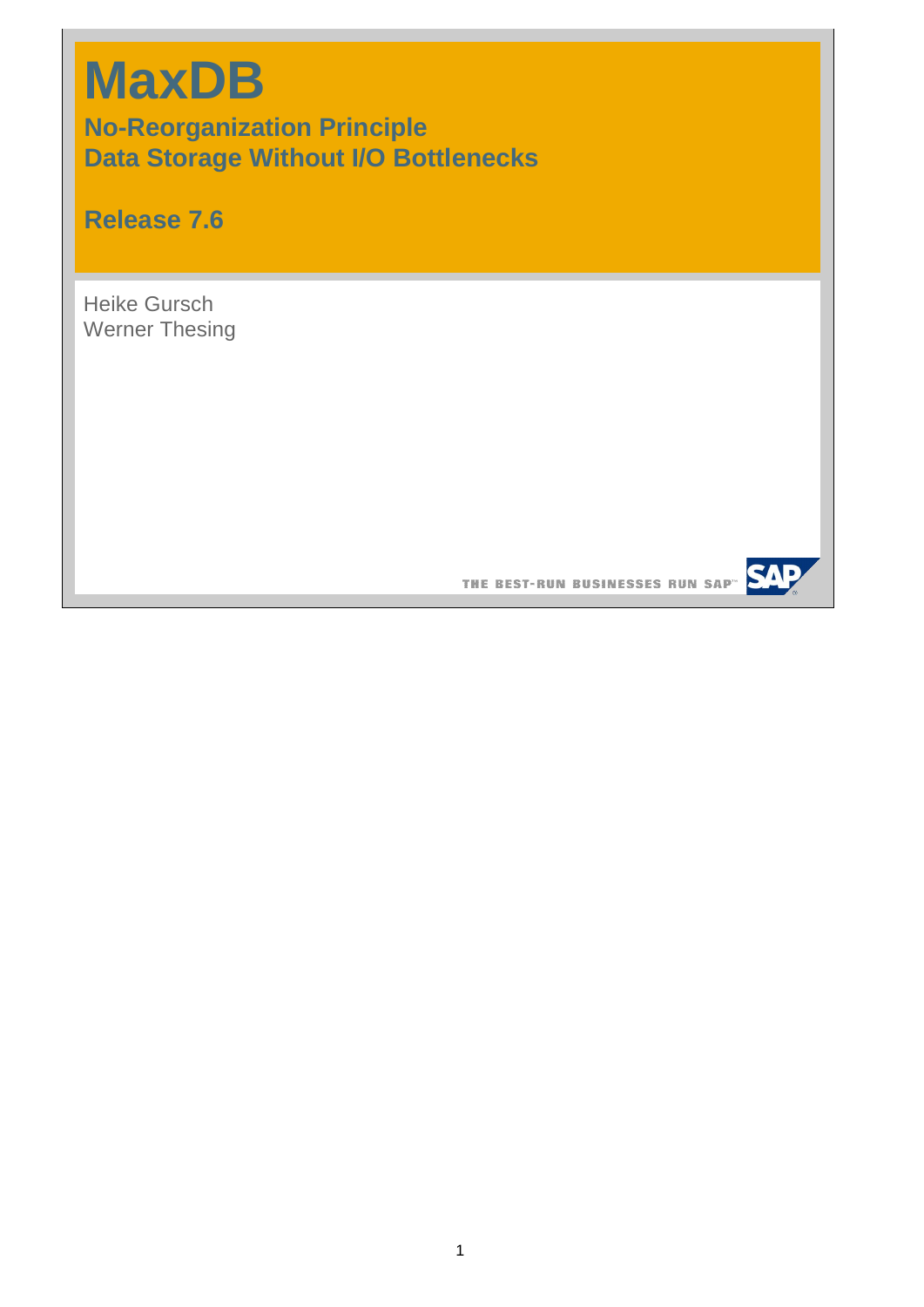# MaxDB

## No-Reorganization Principle
## Data Storage Without I/O Bottlenecks

## Release 7.6

Heike Gursch
Werner Thesing

THE BEST-RUN BUSINESSES RUN SAP™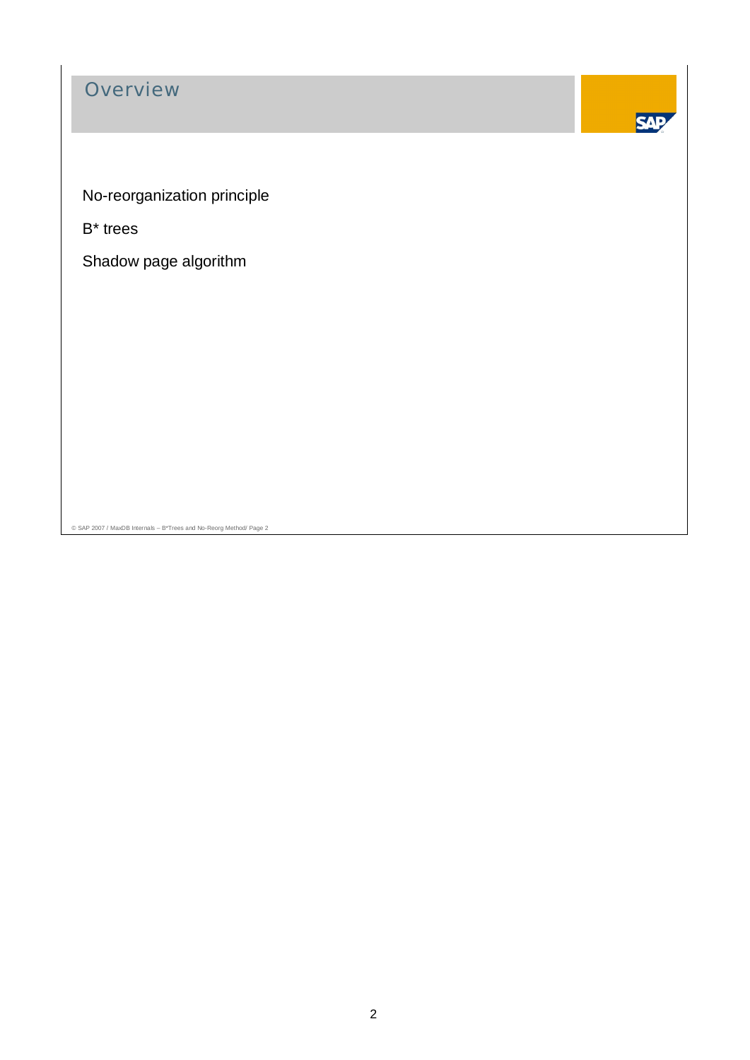# Overview

No-reorganization principle

B* trees

Shadow page algorithm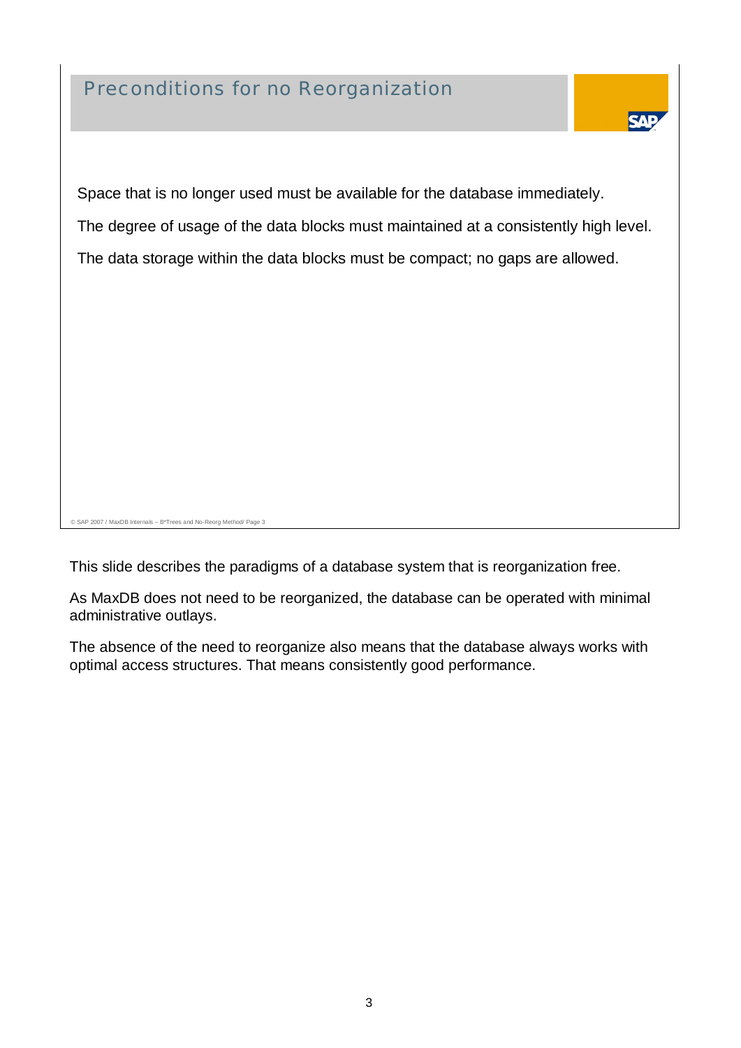## Preconditions for no Reorganization

Space that is no longer used must be available for the database immediately.

The degree of usage of the data blocks must maintained at a consistently high level.

The data storage within the data blocks must be compact; no gaps are allowed.

This slide describes the paradigms of a database system that is reorganization free.

As MaxDB does not need to be reorganized, the database can be operated with minimal administrative outlays.

The absence of the need to reorganize also means that the database always works with optimal access structures. That means consistently good performance.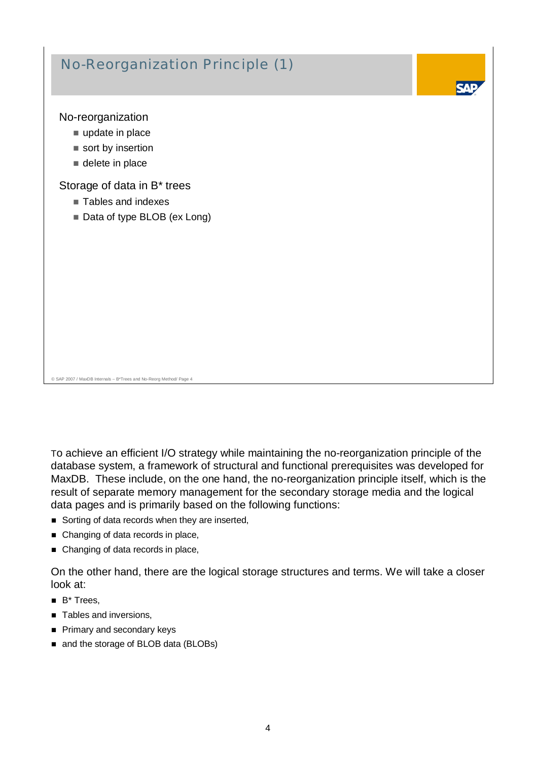## No-Reorganization Principle (1)

No-reorganization

- update in place
- sort by insertion
- delete in place

Storage of data in B* trees

- Tables and indexes
- Data of type BLOB (ex Long)

© SAP 2007 / MaxDB Internals – B*Trees and No-Reorg Method/ Page 4

To achieve an efficient I/O strategy while maintaining the no-reorganization principle of the database system, a framework of structural and functional prerequisites was developed for MaxDB. These include, on the one hand, the no-reorganization principle itself, which is the result of separate memory management for the secondary storage media and the logical data pages and is primarily based on the following functions:

- Sorting of data records when they are inserted,
- Changing of data records in place,
- Changing of data records in place,

On the other hand, there are the logical storage structures and terms. We will take a closer look at:

- B* Trees,
- Tables and inversions,
- Primary and secondary keys
- and the storage of BLOB data (BLOBs)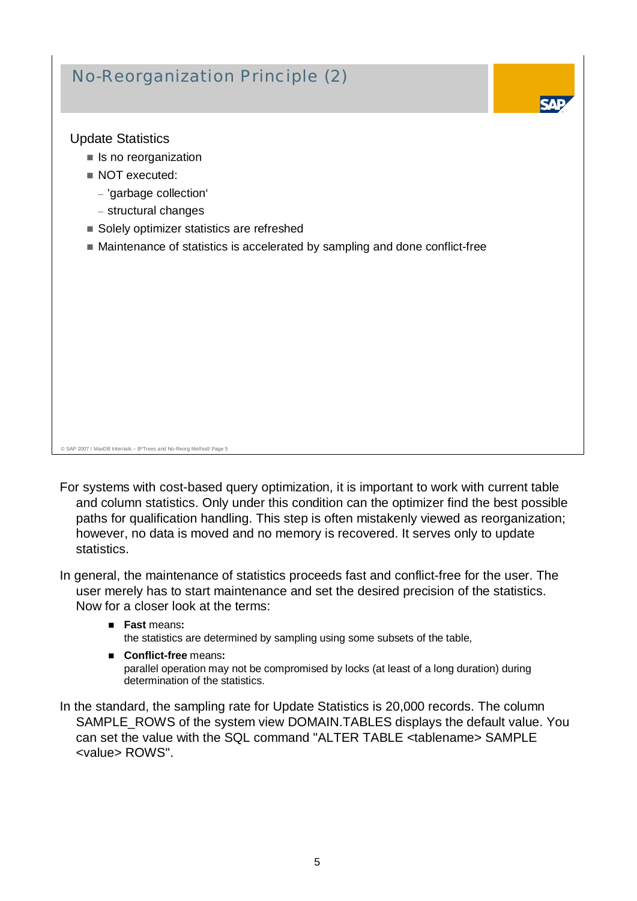## No-Reorganization Principle (2)

Update Statistics

- Is no reorganization
- NOT executed:
  - 'garbage collection'
  - structural changes
- Solely optimizer statistics are refreshed
- Maintenance of statistics is accelerated by sampling and done conflict-free

For systems with cost-based query optimization, it is important to work with current table and column statistics. Only under this condition can the optimizer find the best possible paths for qualification handling. This step is often mistakenly viewed as reorganization; however, no data is moved and no memory is recovered. It serves only to update statistics.

In general, the maintenance of statistics proceeds fast and conflict-free for the user. The user merely has to start maintenance and set the desired precision of the statistics. Now for a closer look at the terms:

- **Fast** means**:**
  the statistics are determined by sampling using some subsets of the table,
- **Conflict-free** means**:**
  parallel operation may not be compromised by locks (at least of a long duration) during determination of the statistics.

In the standard, the sampling rate for Update Statistics is 20,000 records. The column SAMPLE_ROWS of the system view DOMAIN.TABLES displays the default value. You can set the value with the SQL command "ALTER TABLE <tablename> SAMPLE <value> ROWS".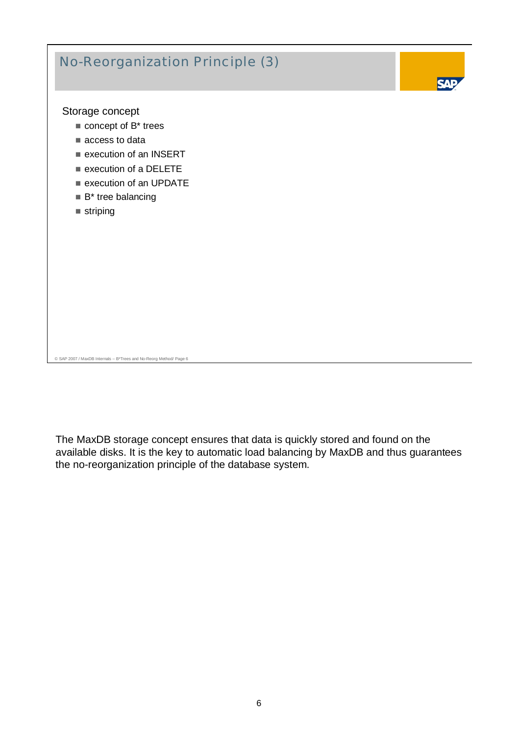## No-Reorganization Principle (3)

Storage concept

- concept of B* trees
- access to data
- execution of an INSERT
- execution of a DELETE
- execution of an UPDATE
- B* tree balancing
- striping

The MaxDB storage concept ensures that data is quickly stored and found on the available disks. It is the key to automatic load balancing by MaxDB and thus guarantees the no-reorganization principle of the database system.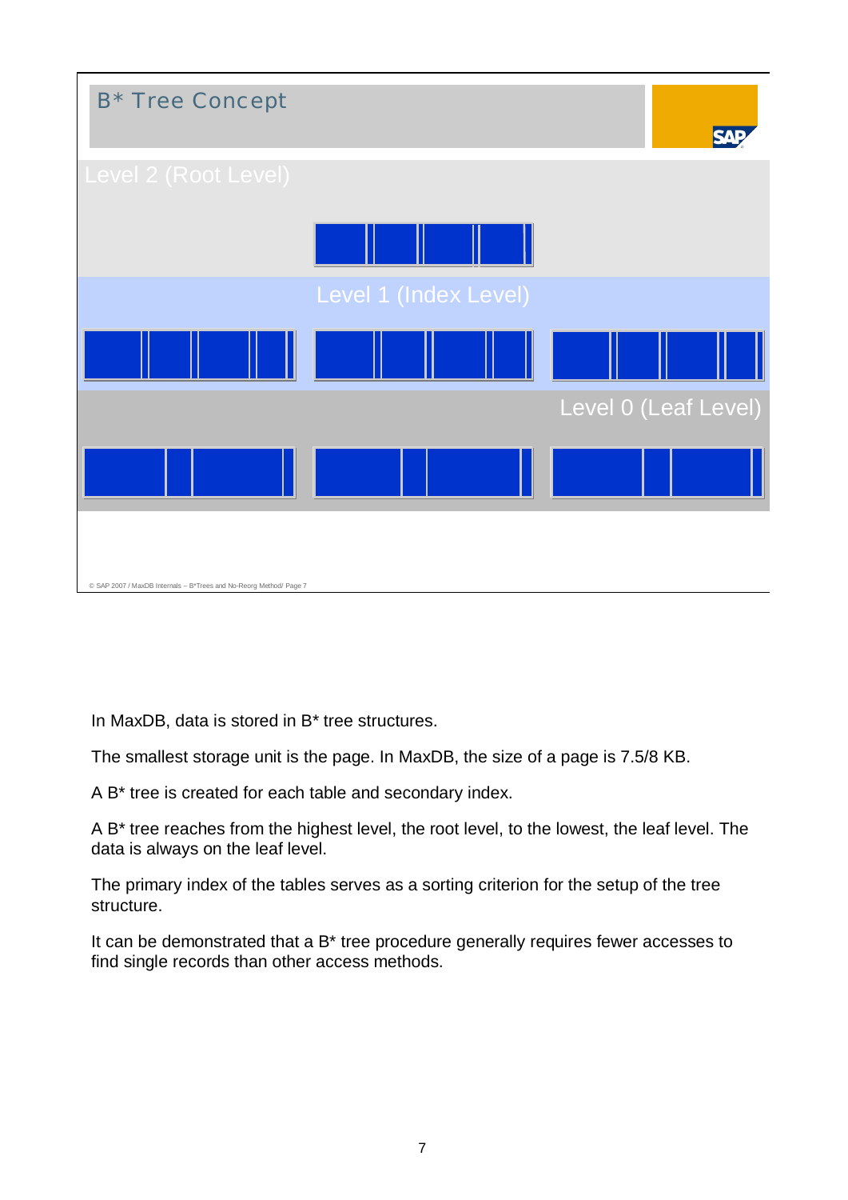## B* Tree Concept

Level 2 (Root Level)

Level 1 (Index Level)

Level 0 (Leaf Level)

© SAP 2007 / MaxDB Internals – B*Trees and No-Reorg Method/ Page 7

In MaxDB, data is stored in B* tree structures.

The smallest storage unit is the page. In MaxDB, the size of a page is 7.5/8 KB.

A B* tree is created for each table and secondary index.

A B* tree reaches from the highest level, the root level, to the lowest, the leaf level. The data is always on the leaf level.

The primary index of the tables serves as a sorting criterion for the setup of the tree structure.

It can be demonstrated that a B* tree procedure generally requires fewer accesses to find single records than other access methods.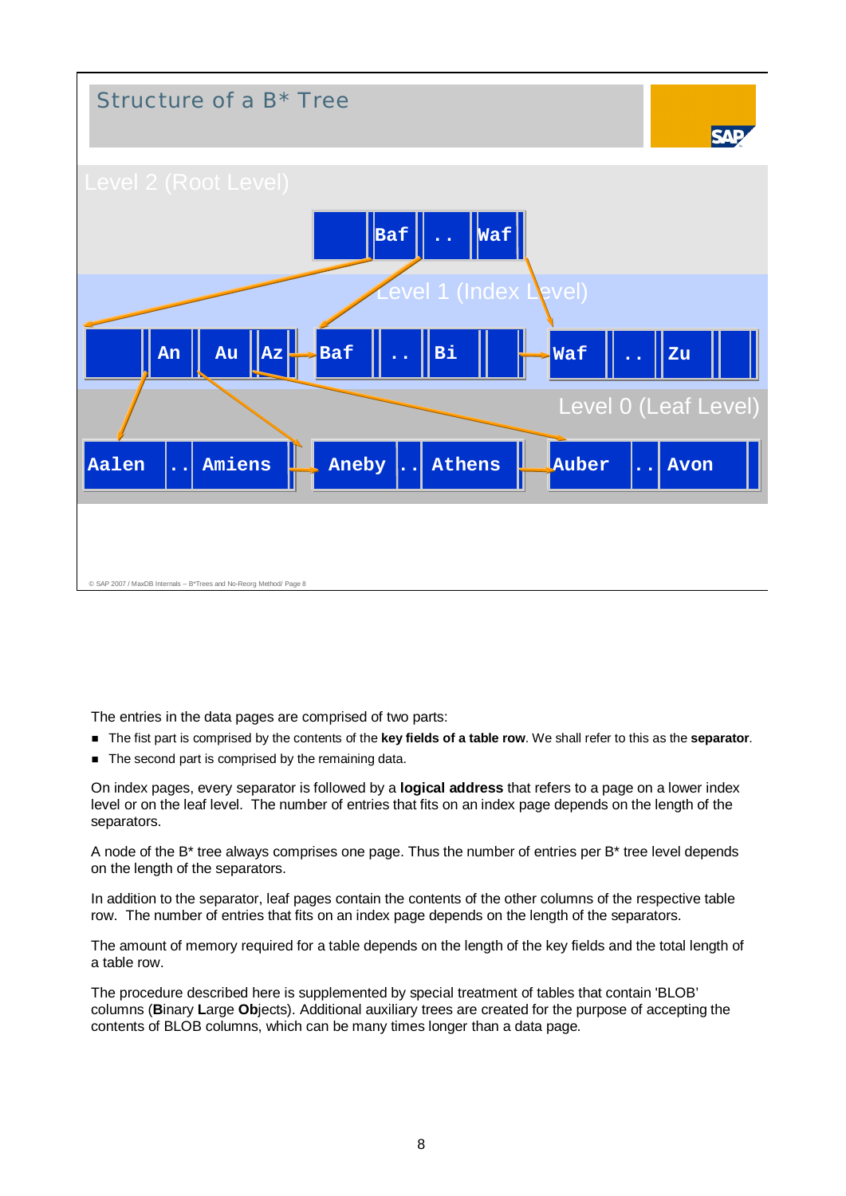## Structure of a B* Tree

Level 2 (Root Level)

| | Baf | .. | Waf |
|---|---|---|---|

Level 1 (Index Level)

| | An | Au | Az | Baf | .. | Bi | | Waf | .. | Zu | |
|---|---|---|---|---|---|---|---|---|---|---|---|

Level 0 (Leaf Level)

| Aalen | .. | Amiens | Aneby | .. | Athens | Auber | .. | Avon |
|---|---|---|---|---|---|---|---|---|

© SAP 2007 / MaxDB Internals – B*Trees and No-Reorg Method/ Page 8

The entries in the data pages are comprised of two parts:

- The fist part is comprised by the contents of the **key fields of a table row**. We shall refer to this as the **separator**.
- The second part is comprised by the remaining data.

On index pages, every separator is followed by a **logical address** that refers to a page on a lower index level or on the leaf level. The number of entries that fits on an index page depends on the length of the separators.

A node of the B* tree always comprises one page. Thus the number of entries per B* tree level depends on the length of the separators.

In addition to the separator, leaf pages contain the contents of the other columns of the respective table row. The number of entries that fits on an index page depends on the length of the separators.

The amount of memory required for a table depends on the length of the key fields and the total length of a table row.

The procedure described here is supplemented by special treatment of tables that contain 'BLOB' columns (**B**inary **L**arge **Ob**jects). Additional auxiliary trees are created for the purpose of accepting the contents of BLOB columns, which can be many times longer than a data page.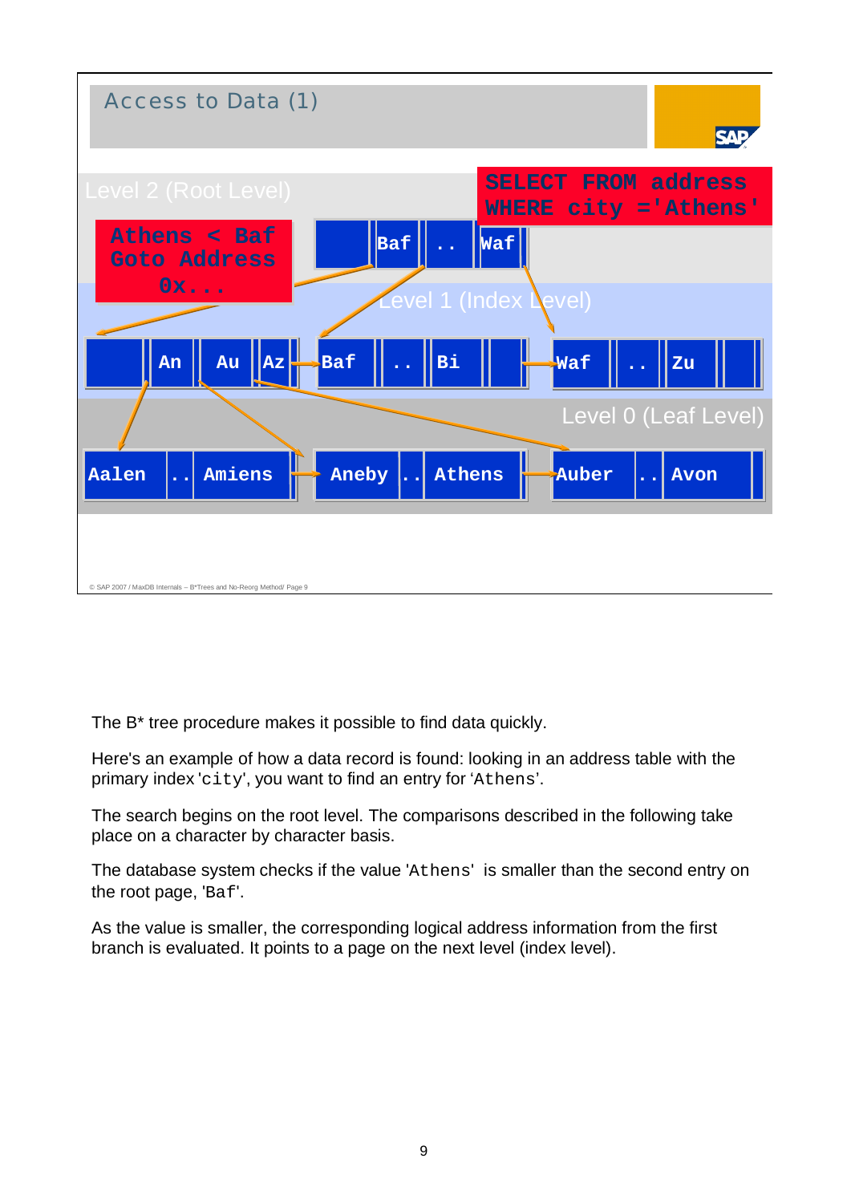## Access to Data (1)

Level 2 (Root Level)

```
SELECT FROM address
WHERE city ='Athens'
```

Athens < Baf
Goto Address
0x...

| | Baf | .. | Waf |
|---|---|---|---|

Level 1 (Index Level)

| | An | Au | Az | Baf | .. | Bi | | Waf | .. | Zu | |
|---|---|---|---|---|---|---|---|---|---|---|---|

Level 0 (Leaf Level)

| Aalen | .. | Amiens | Aneby | .. | Athens | Auber | .. | Avon |
|---|---|---|---|---|---|---|---|---|

© SAP 2007 / MaxDB Internals – B*Trees and No-Reorg Method/ Page 9

The B* tree procedure makes it possible to find data quickly.

Here's an example of how a data record is found: looking in an address table with the primary index 'city', you want to find an entry for 'Athens'.

The search begins on the root level. The comparisons described in the following take place on a character by character basis.

The database system checks if the value 'Athens' is smaller than the second entry on the root page, 'Baf'.

As the value is smaller, the corresponding logical address information from the first branch is evaluated. It points to a page on the next level (index level).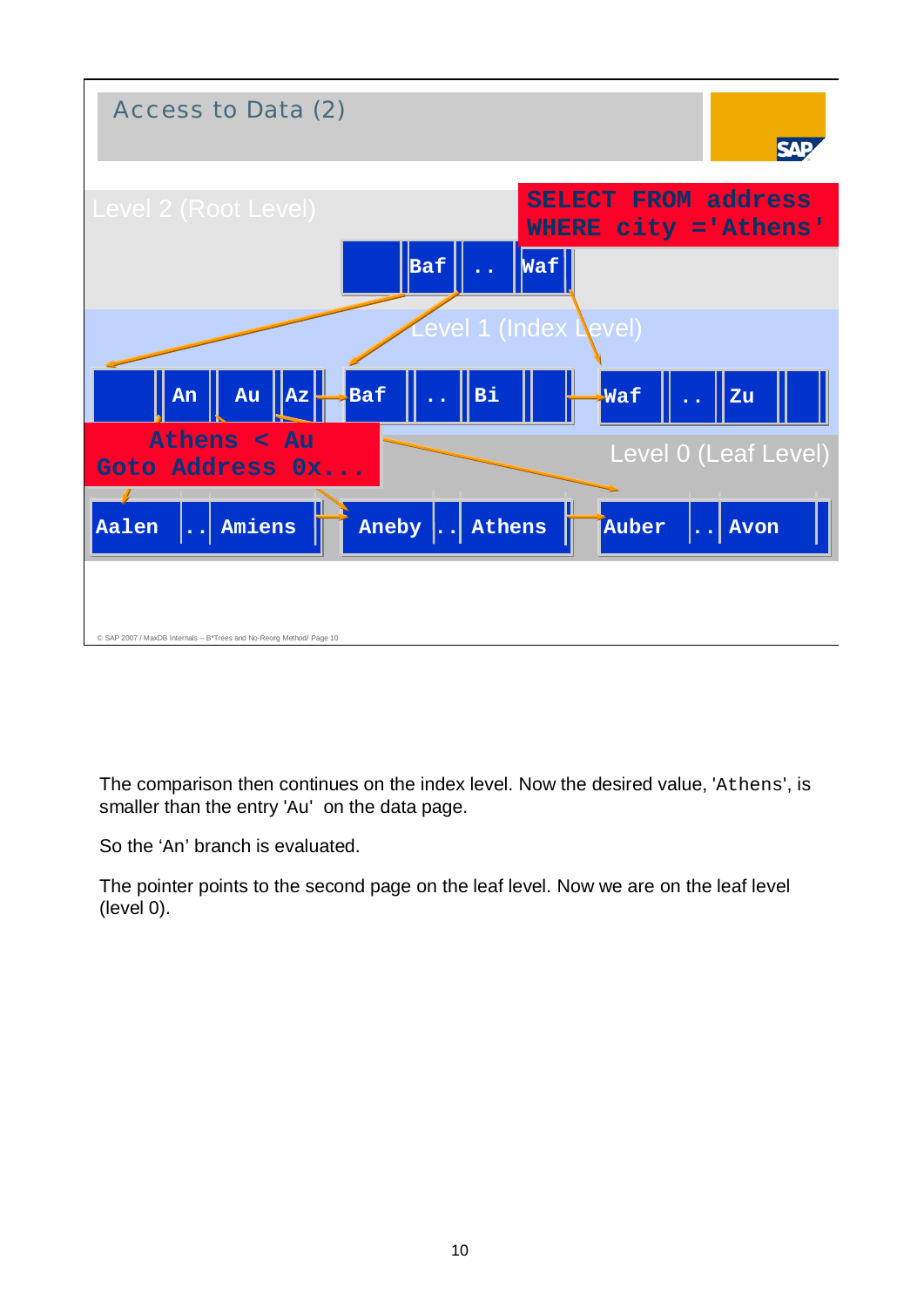# Access to Data (2)

Level 2 (Root Level)

```
SELECT FROM address
WHERE city ='Athens'
```

| | Baf | .. | Waf |
|---|---|---|---|

Level 1 (Index Level)

| | An | Au | Az |
|---|---|---|---|

| Baf | .. | Bi | |
|---|---|---|---|

| Waf | .. | Zu | |
|---|---|---|---|

```
Athens < Au
Goto Address 0x...
```

Level 0 (Leaf Level)

| Aalen | .. | Amiens |
|---|---|---|

| Aneby | .. | Athens |
|---|---|---|

| Auber | .. | Avon |
|---|---|---|

© SAP 2007 / MaxDB Internals – B*Trees and No-Reorg Method/ Page 10

The comparison then continues on the index level. Now the desired value, 'Athens', is smaller than the entry 'Au' on the data page.

So the 'An' branch is evaluated.

The pointer points to the second page on the leaf level. Now we are on the leaf level (level 0).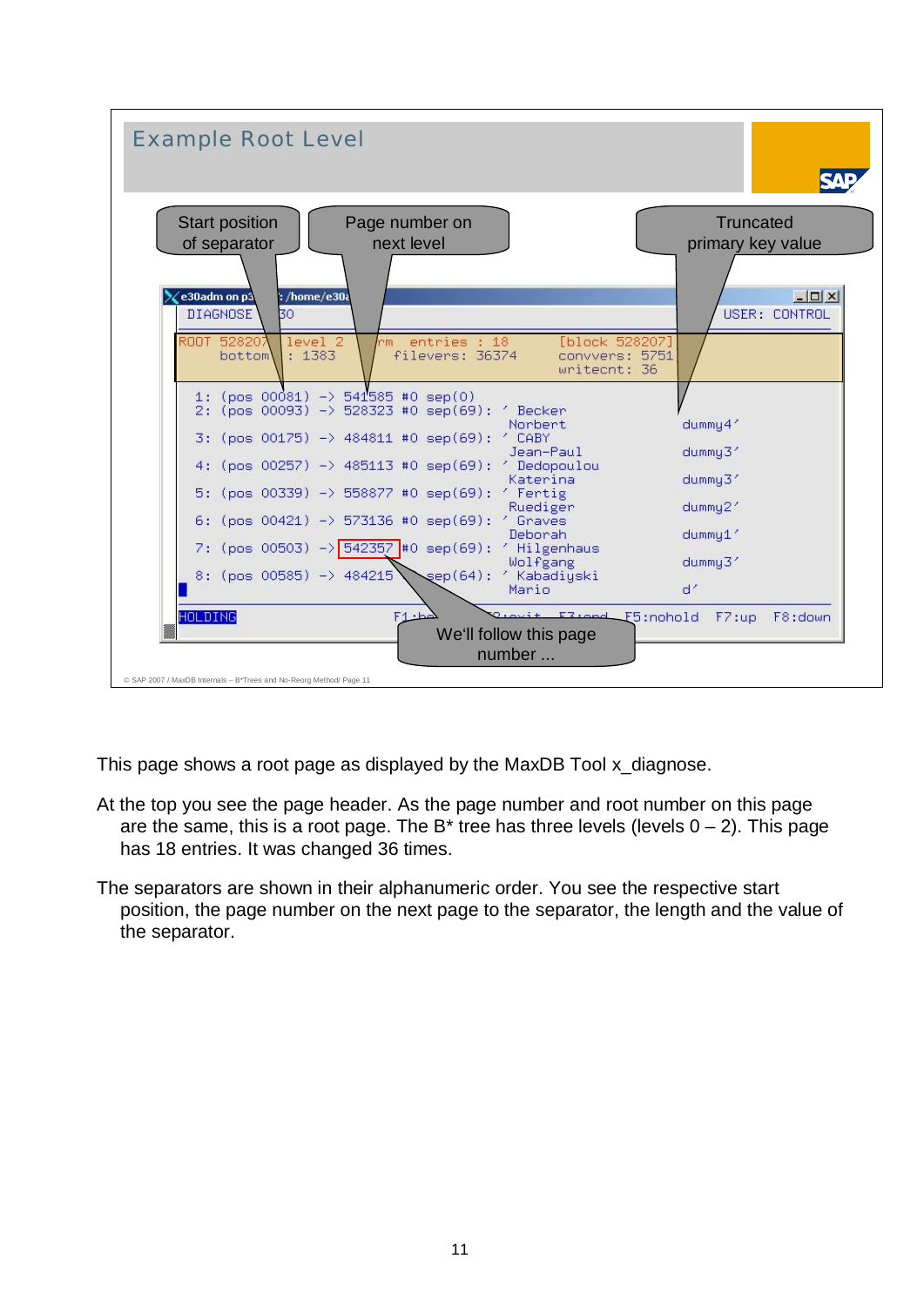# Example Root Level

Start position of separator

Page number on next level

Truncated primary key value

```
DIAGNOSE                                                USER: CONTROL
ROOT 528207  level 2      rm  entries : 18        [block 528207]
      bottom : 1383        filevers: 36374         convvers: 5751
                                                   writecnt: 36

  1: (pos 00081) -> 541585 #0 sep(0)
  2: (pos 00093) -> 528323 #0 sep(69): ' Becker
                                        Norbert               dummy4'
  3: (pos 00175) -> 484811 #0 sep(69): ' CABY
                                        Jean-Paul             dummy3'
  4: (pos 00257) -> 485113 #0 sep(69): ' Dedopoulou
                                        Katerina              dummy3'
  5: (pos 00339) -> 558877 #0 sep(69): ' Fertig
                                        Ruediger              dummy2'
  6: (pos 00421) -> 573136 #0 sep(69): ' Graves
                                        Deborah               dummy1'
  7: (pos 00503) -> 542357 #0 sep(69): ' Hilgenhaus
                                        Wolfgang              dummy3'
  8: (pos 00585) -> 484215    sep(64): ' Kabadiyski
                                        Mario                 d'
HOLDING                   F1:he   F3:exit  F3:end  F5:nohold  F7:up  F8:down
```

We'll follow this page number ...

© SAP 2007 / MaxDB Internals – B*Trees and No-Reorg Method/ Page 11

This page shows a root page as displayed by the MaxDB Tool x_diagnose.

At the top you see the page header. As the page number and root number on this page are the same, this is a root page. The B* tree has three levels (levels 0 – 2). This page has 18 entries. It was changed 36 times.

The separators are shown in their alphanumeric order. You see the respective start position, the page number on the next page to the separator, the length and the value of the separator.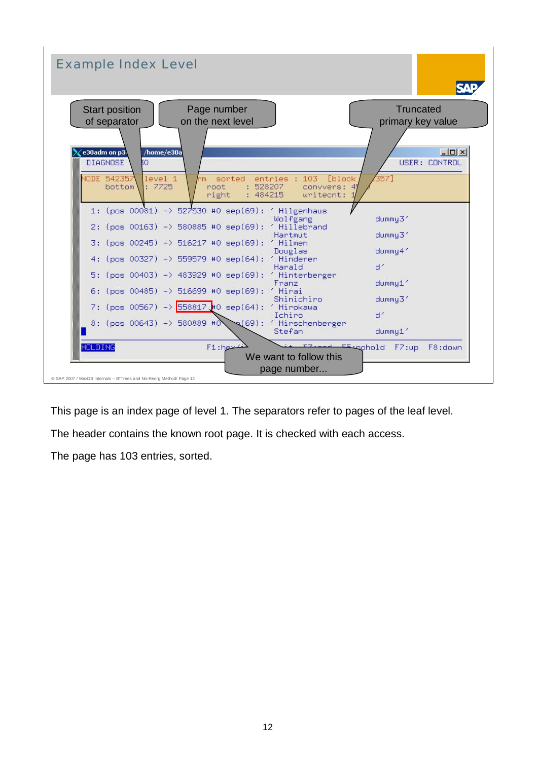## Example Index Level

Start position of separator

Page number on the next level

Truncated primary key value

```
DIAGNOSE                                                    USER: CONTROL
NODE 542357  level 1       rm  sorted  entries : 103  [block  357]
     bottom  : 7725            root    : 528207   convvers: 4
                               right   : 484215   writecnt: 1

 1: (pos 00081) -> 527530 #0 sep(69): ' Hilgenhaus
                                        Wolfgang                 dummy3'
 2: (pos 00163) -> 580885 #0 sep(69): ' Hillebrand
                                        Hartmut                  dummy3'
 3: (pos 00245) -> 516217 #0 sep(69): ' Hilmen
                                        Douglas                  dummy4'
 4: (pos 00327) -> 559579 #0 sep(64): ' Hinderer
                                        Harald                   d'
 5: (pos 00403) -> 483929 #0 sep(69): ' Hinterberger
                                        Franz                    dummy1'
 6: (pos 00485) -> 516699 #0 sep(69): ' Hirai
                                        Shinichiro               dummy3'
 7: (pos 00567) -> 558817 #0 sep(64): ' Hirokawa
                                        Ichiro                   d'
 8: (pos 00643) -> 580889 #0 sep(69): ' Hirschenberger
                                        Stefan                   dummy1'
HOLDING                F1:hex                F5:nohold  F7:up  F8:down
```

We want to follow this page number...

This page is an index page of level 1. The separators refer to pages of the leaf level.

The header contains the known root page. It is checked with each access.

The page has 103 entries, sorted.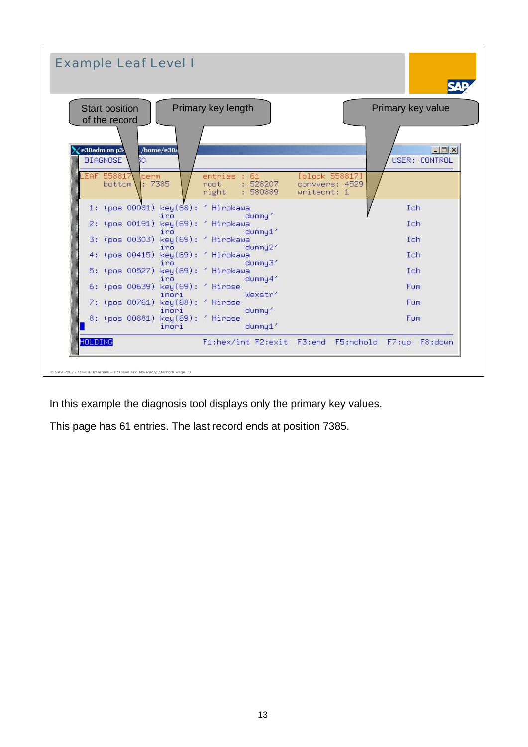## Example Leaf Level I

Start position of the record

Primary key length

Primary key value

```
DIAGNOSE                                                        USER: CONTROL
LEAF 558817  perm       entries : 61       [block 558817]
     bottom  : 7385     root    : 528207   convvers: 4529
                        right   : 580889   writecnt: 1

  1: (pos 00081) key(68): ' Hirokawa                              Ich
                 iro                dummy'
  2: (pos 00191) key(69): ' Hirokawa                              Ich
                 iro                dummy1'
  3: (pos 00303) key(69): ' Hirokawa                              Ich
                 iro                dummy2'
  4: (pos 00415) key(69): ' Hirokawa                              Ich
                 iro                dummy3'
  5: (pos 00527) key(69): ' Hirokawa                              Ich
                 iro                dummy4'
  6: (pos 00639) key(69): ' Hirose                                Fum
                 inori              Wexstr'
  7: (pos 00761) key(68): ' Hirose                                Fum
                 inori              dummy'
  8: (pos 00881) key(69): ' Hirose                                Fum
                 inori              dummy1'

HOLDING              F1:hex/int F2:exit  F3:end  F5:nohold  F7:up  F8:down
```

© SAP 2007 / MaxDB Internals – B*Trees and No-Reorg Method/ Page 13

In this example the diagnosis tool displays only the primary key values.

This page has 61 entries. The last record ends at position 7385.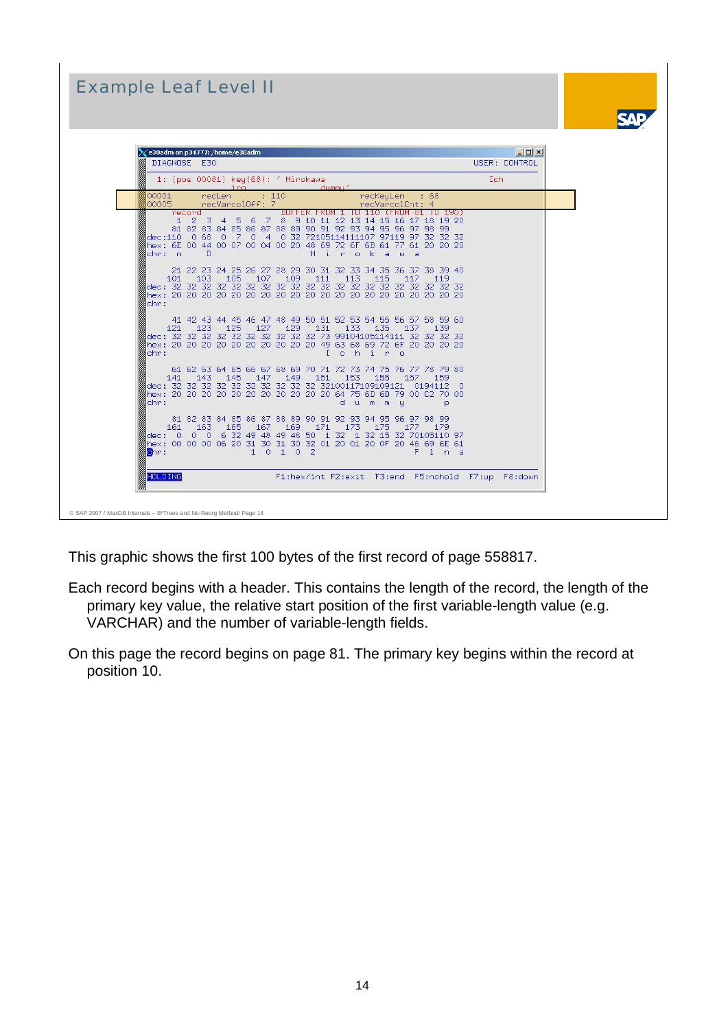# Example Leaf Level II

```
e30adm on p34777: /home/e30adm
DIAGNOSE  E30                                                          USER: CONTROL

 1: (pos 00081) key(68): ' Hirokawa                                    Ich
                  iro           dummy'
00001      recLen         : 110              recKeyLen    : 68
00005      recVarcolOff: 7                   recVarcolCnt: 4
       record              BUFFER FROM 1 TO 110 (FROM 81 TO 190)
      1  2  3  4  5  6  7  8  9 10 11 12 13 14 15 16 17 18 19 20
     81 82 83 84 85 86 87 88 89 90 91 92 93 94 95 96 97 98 99
dec:110  0 68  0  7  0  4  0 32 72105114111107 97119 97 32 32 32
hex: 6E 00 44 00 07 00 04 00 20 48 69 72 6F 6B 61 77 61 20 20 20
chr:  n     D                    H  i  r  o  k  a  w  a

     21 22 23 24 25 26 27 28 29 30 31 32 33 34 35 36 37 38 39 40
    101   103   105   107   109   111   113   115   117   119
dec: 32 32 32 32 32 32 32 32 32 32 32 32 32 32 32 32 32 32 32 32
hex: 20 20 20 20 20 20 20 20 20 20 20 20 20 20 20 20 20 20 20 20
chr:

     41 42 43 44 45 46 47 48 49 50 51 52 53 54 55 56 57 58 59 60
    121   123   125   127   129   131   133   135   137   139
dec: 32 32 32 32 32 32 32 32 32 32 73 99104105114111 32 32 32 32
hex: 20 20 20 20 20 20 20 20 20 20 49 63 68 69 72 6F 20 20 20 20
chr:                                I  c  h  i  r  o

     61 62 63 64 65 66 67 68 69 70 71 72 73 74 75 76 77 78 79 80
    141   143   145   147   149   151   153   155   157   159
dec: 32 32 32 32 32 32 32 32 32 32 32100117109109121  0194112  0
hex: 20 20 20 20 20 20 20 20 20 20 20 64 75 6D 6D 79 00 C2 70 00
chr:                                   d  u  m  m  y        p

     81 82 83 84 85 86 87 88 89 90 91 92 93 94 95 96 97 98 99
    161   163   165   167   169   171   173   175   177   179
dec:  0  0  0  6 32 49 48 49 48 50  1 32  1 32 15 32 70105110 97
hex: 00 00 00 06 20 31 30 31 30 32 01 20 01 20 0F 20 46 69 6E 61
chr:                 1  0  1  0  2                 F  i  n  a

HOLDING               F1:hex/int F2:exit  F3:end  F5:nohold  F7:up  F8:down
```

© SAP 2007 / MaxDB Internals – B*Trees and No-Reorg Method/ Page 14

This graphic shows the first 100 bytes of the first record of page 558817.

Each record begins with a header. This contains the length of the record, the length of the primary key value, the relative start position of the first variable-length value (e.g. VARCHAR) and the number of variable-length fields.

On this page the record begins on page 81. The primary key begins within the record at position 10.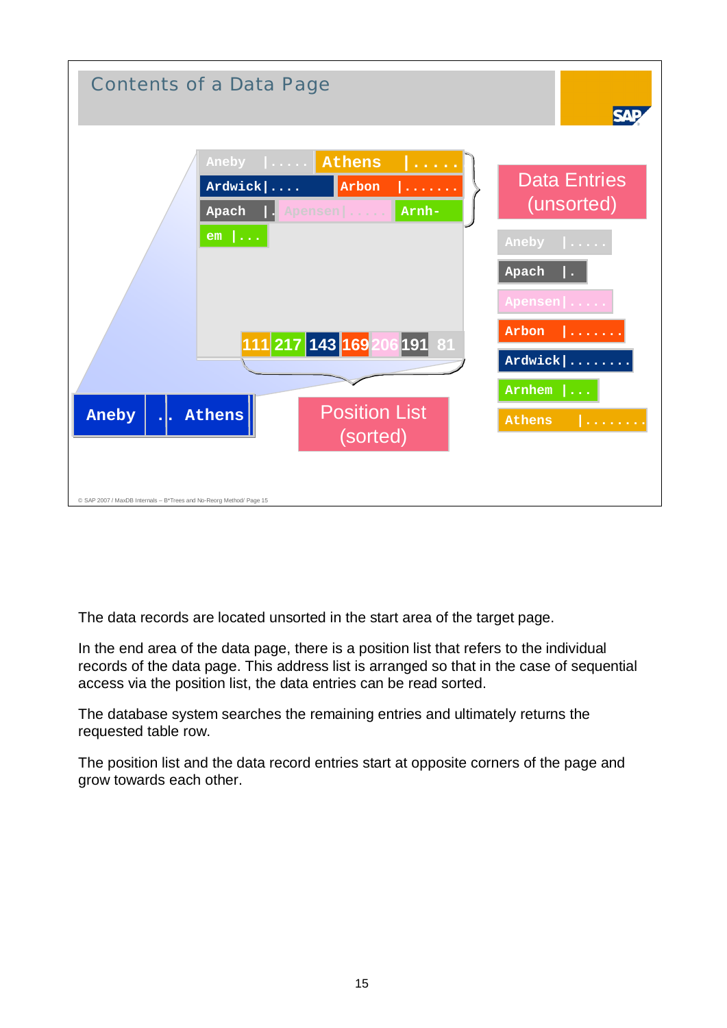## Contents of a Data Page

Aneby |..... Athens |.....
Ardwick|.... Arbon |.......
Apach |. Apensen|..... Arnh-
em |...

111 217 143 169 206 191 81

Aneby .. Athens

Position List (sorted)

Data Entries (unsorted)

- Aneby |.....
- Apach |.
- Apensen|.....
- Arbon |.......
- Ardwick|........
- Arnhem |...
- Athens |.......

© SAP 2007 / MaxDB Internals – B*Trees and No-Reorg Method/ Page 15

The data records are located unsorted in the start area of the target page.

In the end area of the data page, there is a position list that refers to the individual records of the data page. This address list is arranged so that in the case of sequential access via the position list, the data entries can be read sorted.

The database system searches the remaining entries and ultimately returns the requested table row.

The position list and the data record entries start at opposite corners of the page and grow towards each other.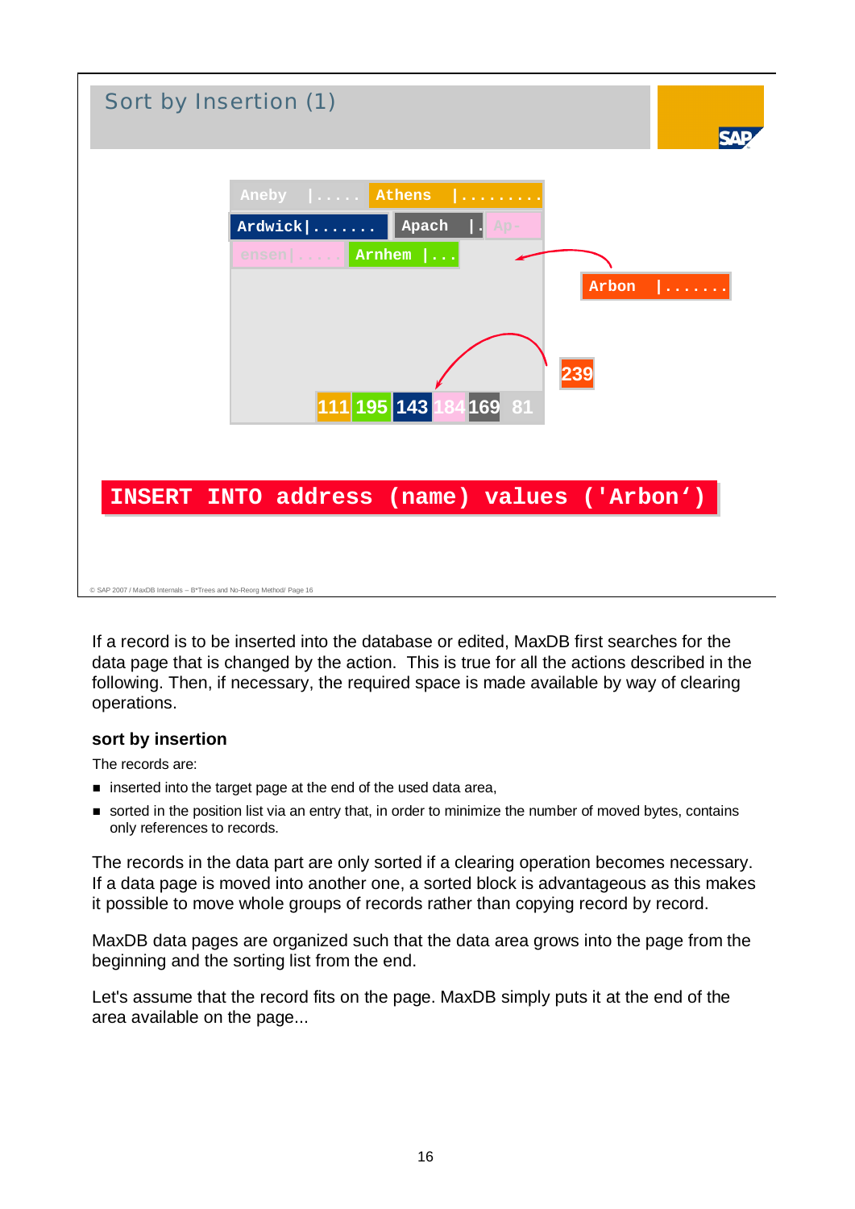## Sort by Insertion (1)

Aneby |..... Athens |........

Ardwick|....... Apach |. Ap-

ensen|..... Arnhem |...

Arbon |.......

239

111 195 143 184 169 81

```
INSERT INTO address (name) values ('Arbon')
```

© SAP 2007 / MaxDB Internals – B*Trees and No-Reorg Method/ Page 16

If a record is to be inserted into the database or edited, MaxDB first searches for the data page that is changed by the action. This is true for all the actions described in the following. Then, if necessary, the required space is made available by way of clearing operations.

**sort by insertion**

The records are:

- inserted into the target page at the end of the used data area,
- sorted in the position list via an entry that, in order to minimize the number of moved bytes, contains only references to records.

The records in the data part are only sorted if a clearing operation becomes necessary. If a data page is moved into another one, a sorted block is advantageous as this makes it possible to move whole groups of records rather than copying record by record.

MaxDB data pages are organized such that the data area grows into the page from the beginning and the sorting list from the end.

Let's assume that the record fits on the page. MaxDB simply puts it at the end of the area available on the page...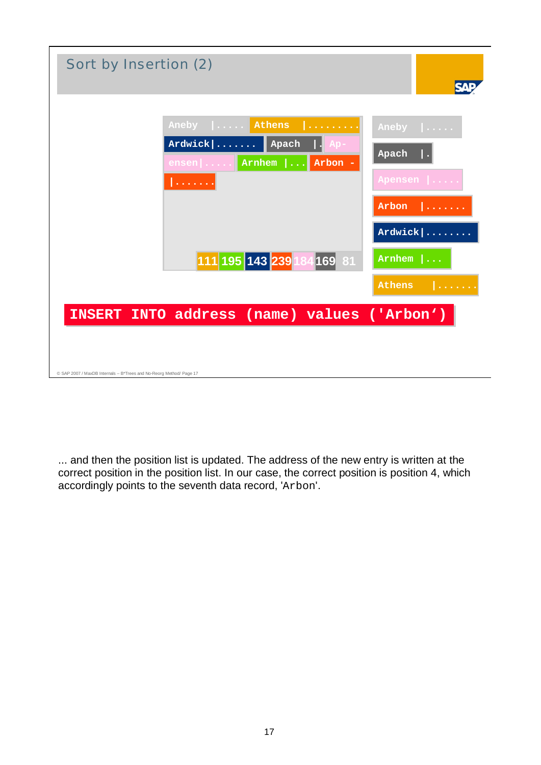## Sort by Insertion (2)

Aneby |..... Athens |........

Ardwick|....... Apach |. Ap-

ensen|..... Arnhem |... Arbon -

|.......

111 195 143 239 184 169 81

Aneby |.....

Apach |.

Apensen |.....

Arbon |.......

Ardwick|........

Arnhem |...

Athens |.......

```
INSERT INTO address (name) values ('Arbon‘)
```

© SAP 2007 / MaxDB Internals – B*Trees and No-Reorg Method/ Page 17

... and then the position list is updated. The address of the new entry is written at the correct position in the position list. In our case, the correct position is position 4, which accordingly points to the seventh data record, 'Arbon'.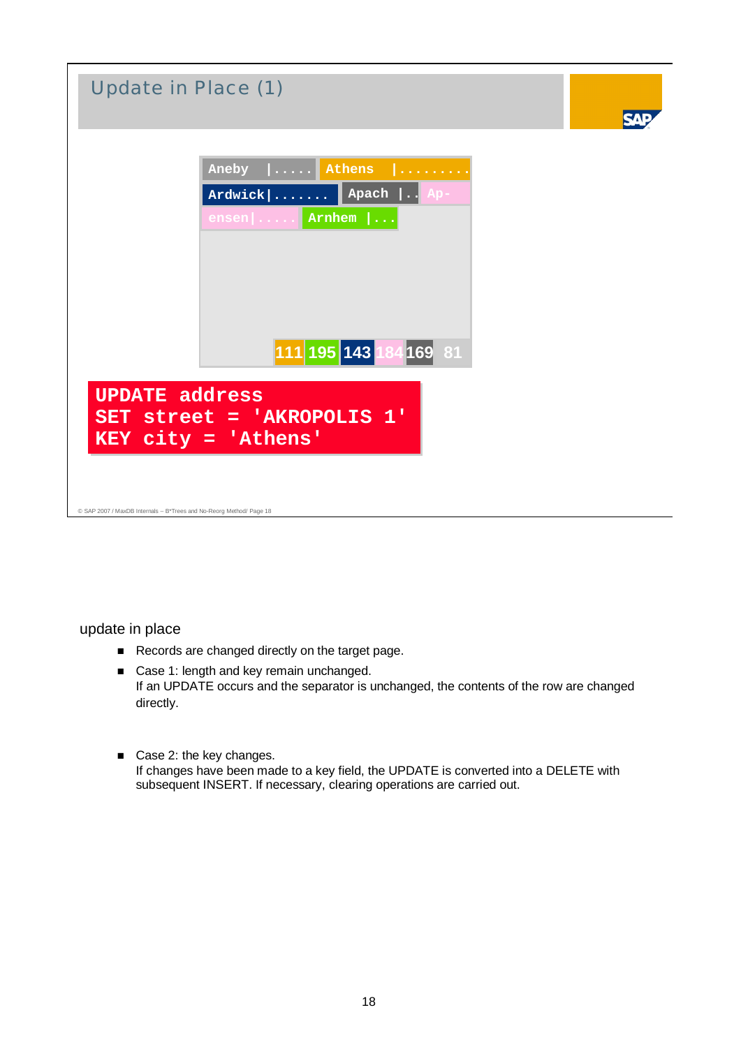# Update in Place (1)

| Aneby \|..... | Athens \|........ |
| --- | --- |
| Ardwick\|....... | Apach \|.. Ap- |
| ensen\|..... | Arnhem \|... |

111 195 143 184 169 81

```
UPDATE address
SET street = 'AKROPOLIS 1'
KEY city = 'Athens'
```

© SAP 2007 / MaxDB Internals – B*Trees and No-Reorg Method/ Page 18

update in place

- Records are changed directly on the target page.
- Case 1: length and key remain unchanged.
  If an UPDATE occurs and the separator is unchanged, the contents of the row are changed directly.
- Case 2: the key changes.
  If changes have been made to a key field, the UPDATE is converted into a DELETE with subsequent INSERT. If necessary, clearing operations are carried out.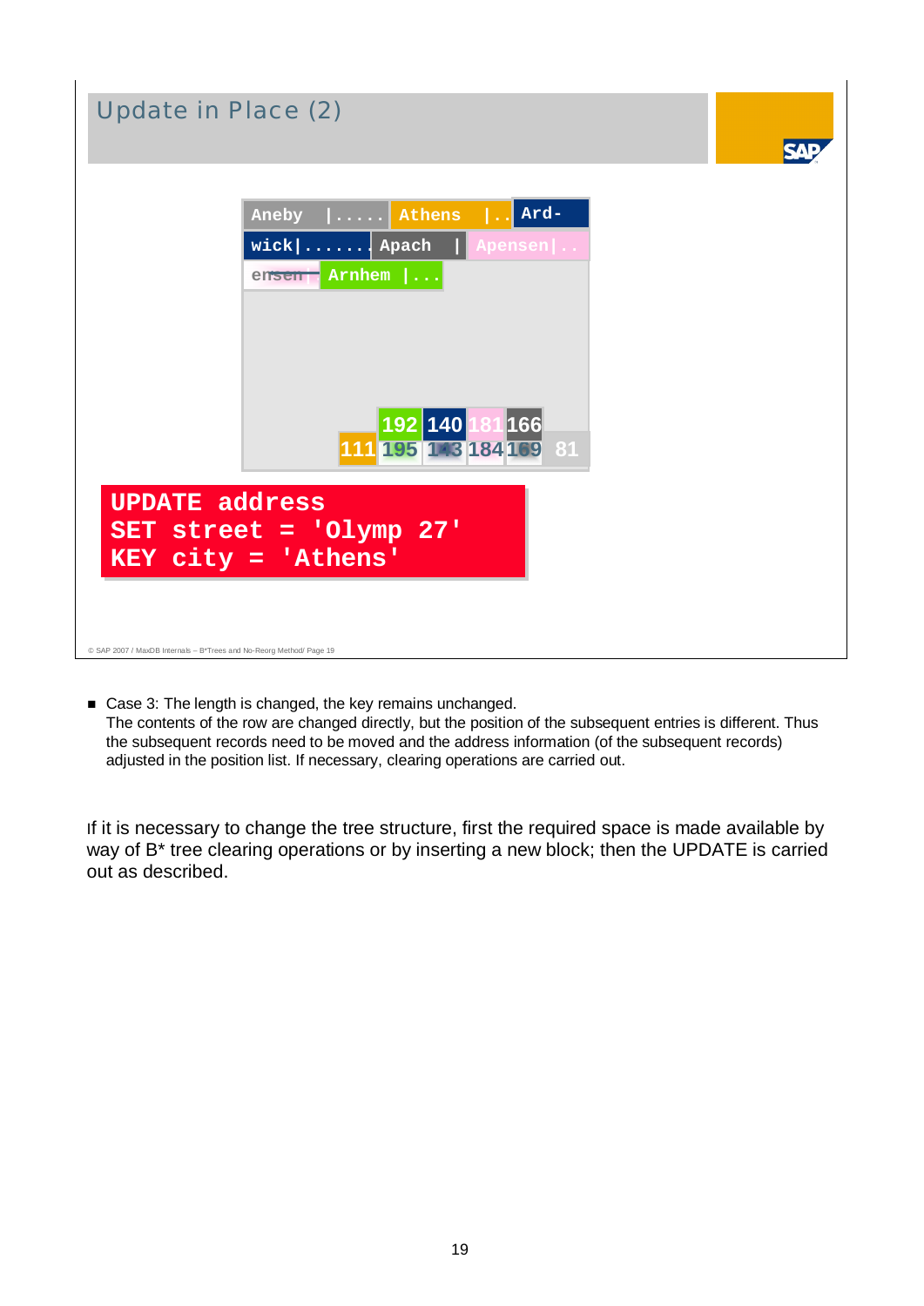## Update in Place (2)

Aneby |..... Athens |.. Ard-
wick|...... Apach | Apensen|..
ensen| Arnhem |...

192 140 181 166
111 195 143 184 169 81

```
UPDATE address
SET street = 'Olymp 27'
KEY city = 'Athens'
```

- Case 3: The length is changed, the key remains unchanged.
  The contents of the row are changed directly, but the position of the subsequent entries is different. Thus the subsequent records need to be moved and the address information (of the subsequent records) adjusted in the position list. If necessary, clearing operations are carried out.

If it is necessary to change the tree structure, first the required space is made available by way of B* tree clearing operations or by inserting a new block; then the UPDATE is carried out as described.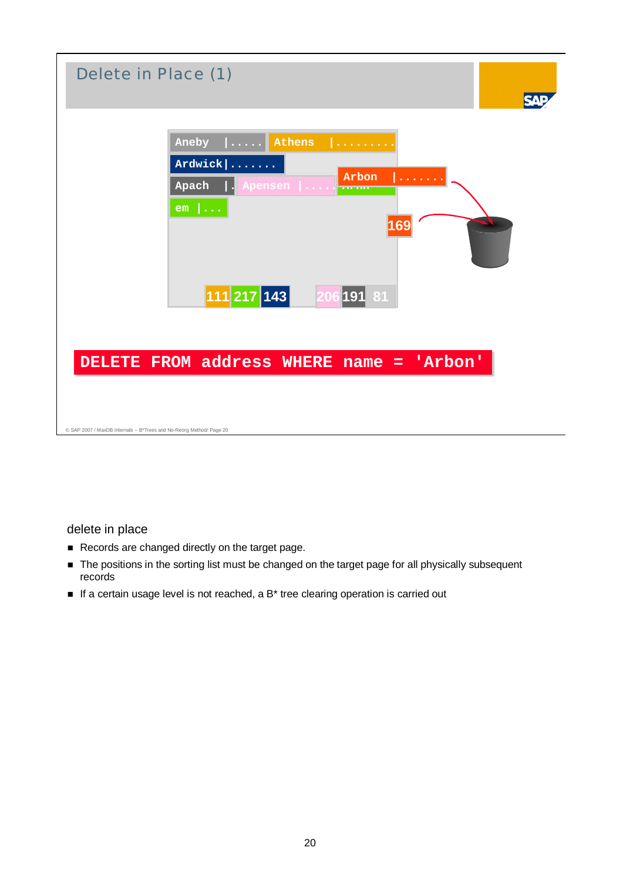## Delete in Place (1)

```
DELETE FROM address WHERE name = 'Arbon'
```

delete in place

- Records are changed directly on the target page.
- The positions in the sorting list must be changed on the target page for all physically subsequent records
- If a certain usage level is not reached, a B* tree clearing operation is carried out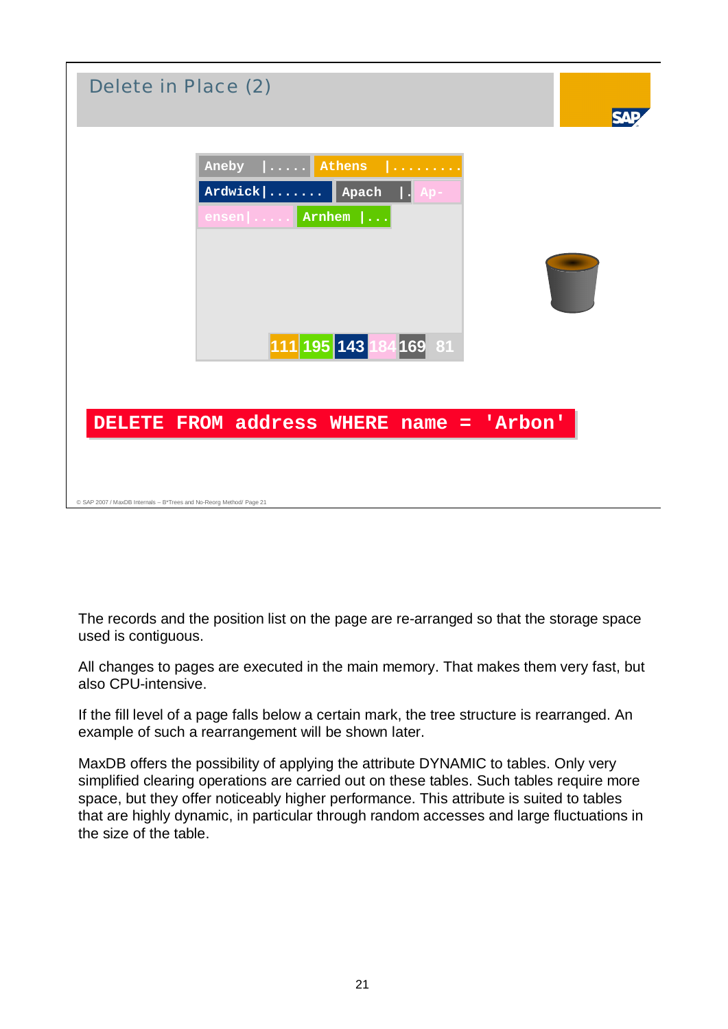## Delete in Place (2)

| Aneby |..... | Athens |......... |
|---|---|
| Ardwick|....... | Apach |. Ap- |
| ensen|..... | Arnhem |... |

111 195 143 184 169 81

```
DELETE FROM address WHERE name = 'Arbon'
```

The records and the position list on the page are re-arranged so that the storage space used is contiguous.

All changes to pages are executed in the main memory. That makes them very fast, but also CPU-intensive.

If the fill level of a page falls below a certain mark, the tree structure is rearranged. An example of such a rearrangement will be shown later.

MaxDB offers the possibility of applying the attribute DYNAMIC to tables. Only very simplified clearing operations are carried out on these tables. Such tables require more space, but they offer noticeably higher performance. This attribute is suited to tables that are highly dynamic, in particular through random accesses and large fluctuations in the size of the table.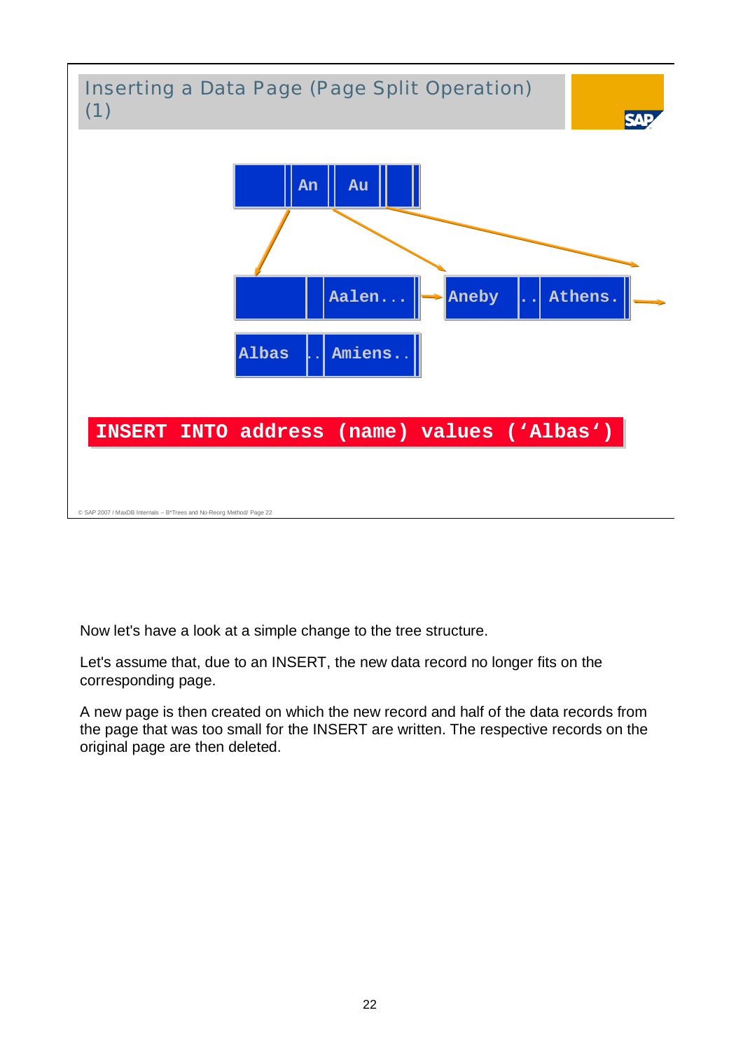## Inserting a Data Page (Page Split Operation) (1)

An | Au

Aalen... → Aneby .. Athens. →

Albas .. Amiens..

**INSERT INTO address (name) values ('Albas')**

© SAP 2007 / MaxDB Internals – B*Trees and No-Reorg Method/ Page 22

Now let's have a look at a simple change to the tree structure.

Let's assume that, due to an INSERT, the new data record no longer fits on the corresponding page.

A new page is then created on which the new record and half of the data records from the page that was too small for the INSERT are written. The respective records on the original page are then deleted.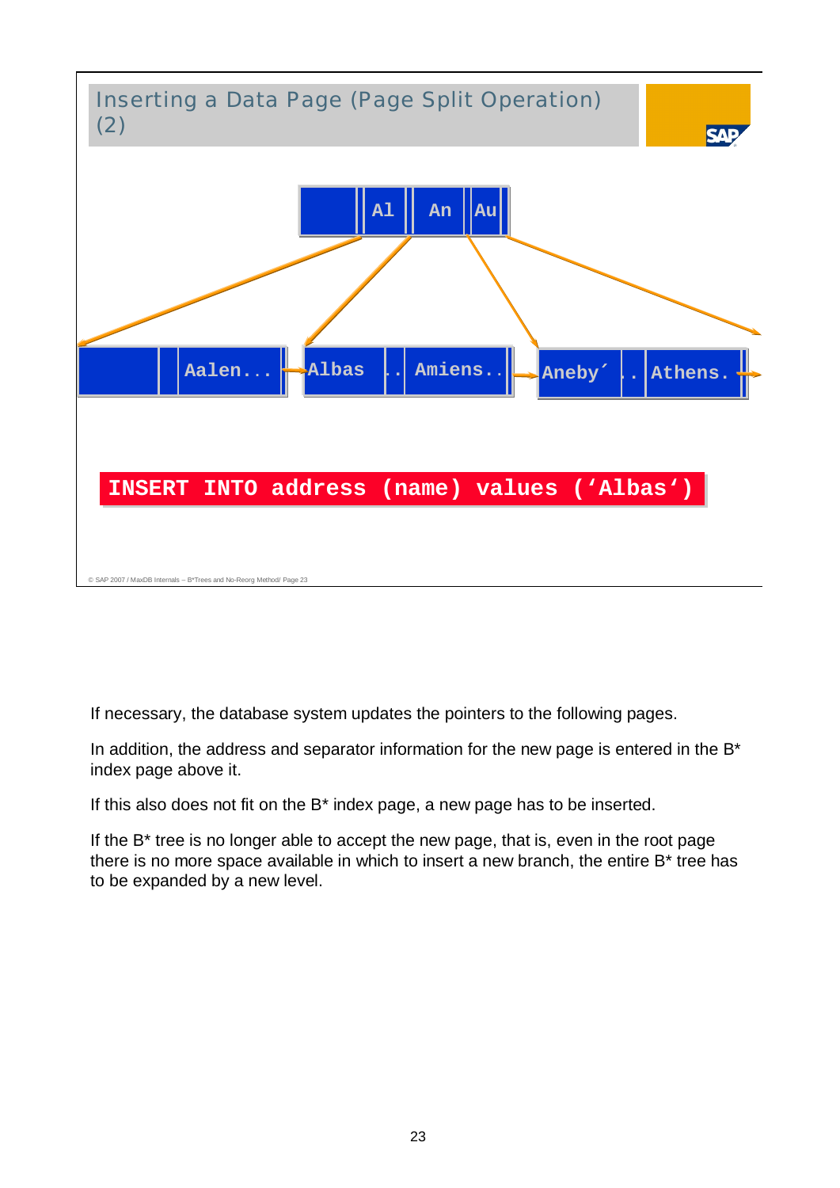## Inserting a Data Page (Page Split Operation) (2)

Al | An | Au

Aalen... | Albas .. | Amiens.. | Aneby´ .. | Athens.

```
INSERT INTO address (name) values (‘Albas‘)
```

If necessary, the database system updates the pointers to the following pages.

In addition, the address and separator information for the new page is entered in the B* index page above it.

If this also does not fit on the B* index page, a new page has to be inserted.

If the B* tree is no longer able to accept the new page, that is, even in the root page there is no more space available in which to insert a new branch, the entire B* tree has to be expanded by a new level.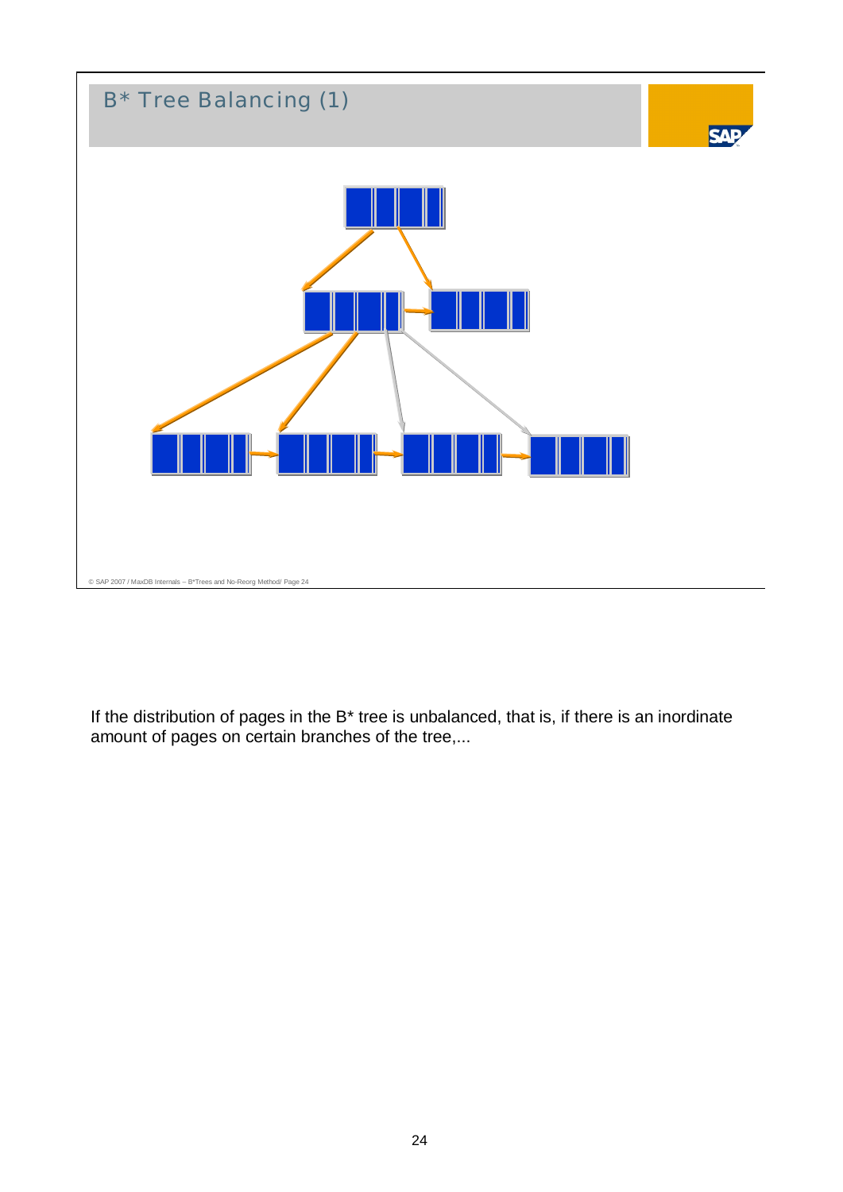# B* Tree Balancing (1)

If the distribution of pages in the B* tree is unbalanced, that is, if there is an inordinate amount of pages on certain branches of the tree,...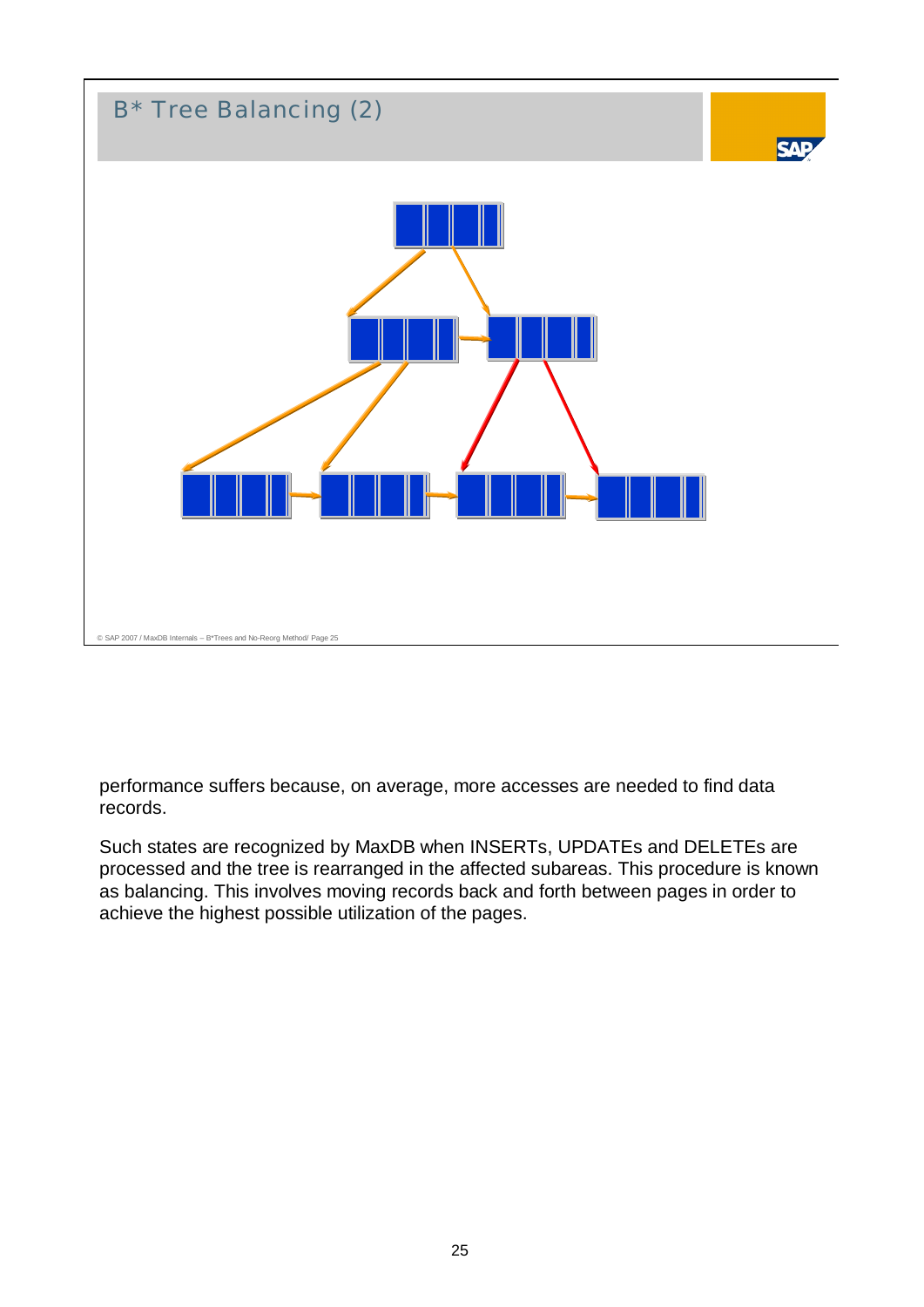## B* Tree Balancing (2)

performance suffers because, on average, more accesses are needed to find data records.

Such states are recognized by MaxDB when INSERTs, UPDATEs and DELETEs are processed and the tree is rearranged in the affected subareas. This procedure is known as balancing. This involves moving records back and forth between pages in order to achieve the highest possible utilization of the pages.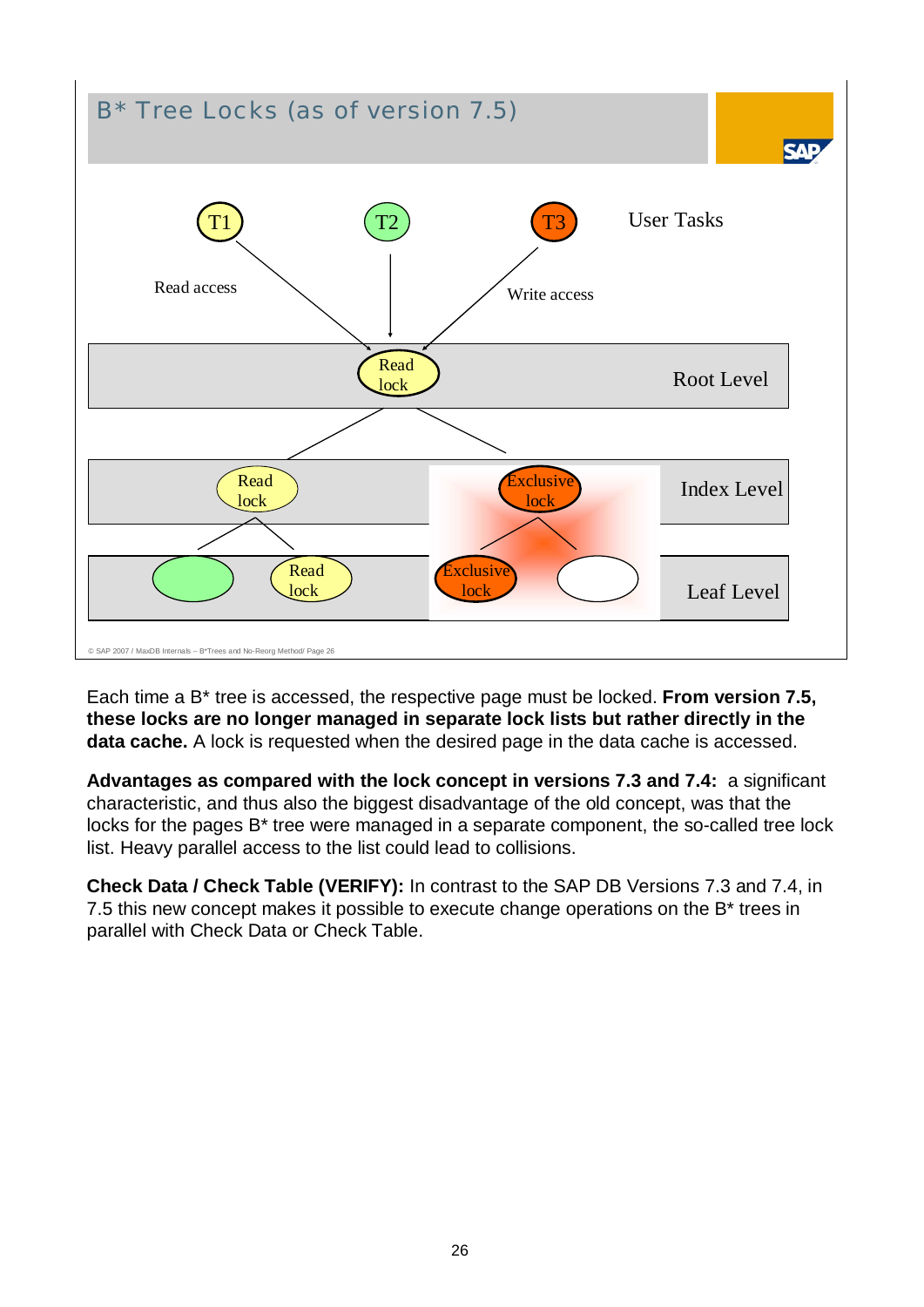## B* Tree Locks (as of version 7.5)

T1 · T2 · T3 — User Tasks

Read access · Write access

Root Level: Read lock

Index Level: Read lock · Exclusive lock

Leaf Level: Read lock · Exclusive lock

© SAP 2007 / MaxDB Internals – B*Trees and No-Reorg Method/ Page 26

Each time a B* tree is accessed, the respective page must be locked. **From version 7.5, these locks are no longer managed in separate lock lists but rather directly in the data cache.** A lock is requested when the desired page in the data cache is accessed.

**Advantages as compared with the lock concept in versions 7.3 and 7.4:** a significant characteristic, and thus also the biggest disadvantage of the old concept, was that the locks for the pages B* tree were managed in a separate component, the so-called tree lock list. Heavy parallel access to the list could lead to collisions.

**Check Data / Check Table (VERIFY):** In contrast to the SAP DB Versions 7.3 and 7.4, in 7.5 this new concept makes it possible to execute change operations on the B* trees in parallel with Check Data or Check Table.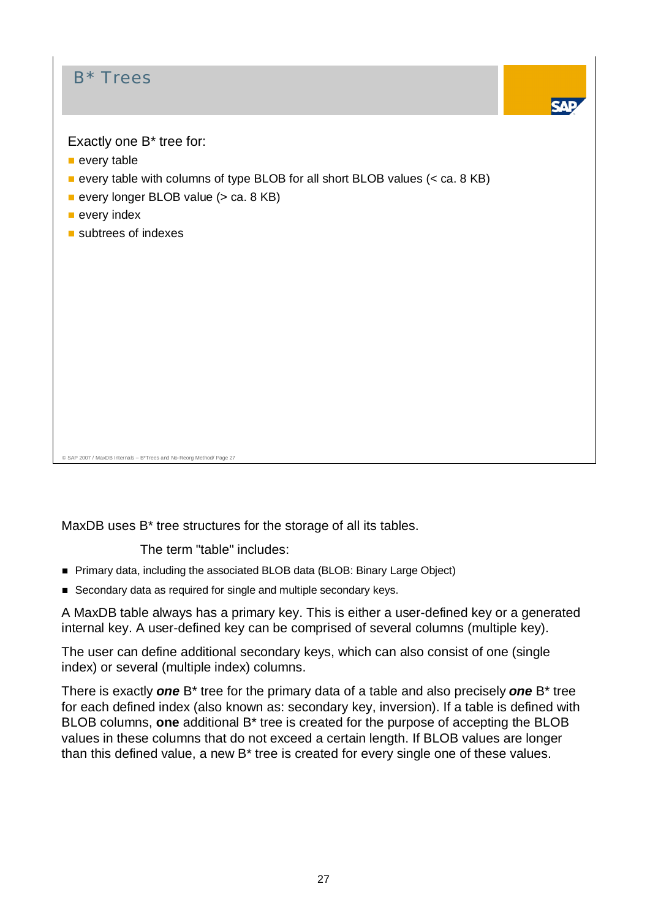## B* Trees

Exactly one B* tree for:

- every table
- every table with columns of type BLOB for all short BLOB values (< ca. 8 KB)
- every longer BLOB value (> ca. 8 KB)
- every index
- subtrees of indexes

MaxDB uses B* tree structures for the storage of all its tables.

The term "table" includes:

- Primary data, including the associated BLOB data (BLOB: Binary Large Object)
- Secondary data as required for single and multiple secondary keys.

A MaxDB table always has a primary key. This is either a user-defined key or a generated internal key. A user-defined key can be comprised of several columns (multiple key).

The user can define additional secondary keys, which can also consist of one (single index) or several (multiple index) columns.

There is exactly ***one*** B* tree for the primary data of a table and also precisely ***one*** B* tree for each defined index (also known as: secondary key, inversion). If a table is defined with BLOB columns, **one** additional B* tree is created for the purpose of accepting the BLOB values in these columns that do not exceed a certain length. If BLOB values are longer than this defined value, a new B* tree is created for every single one of these values.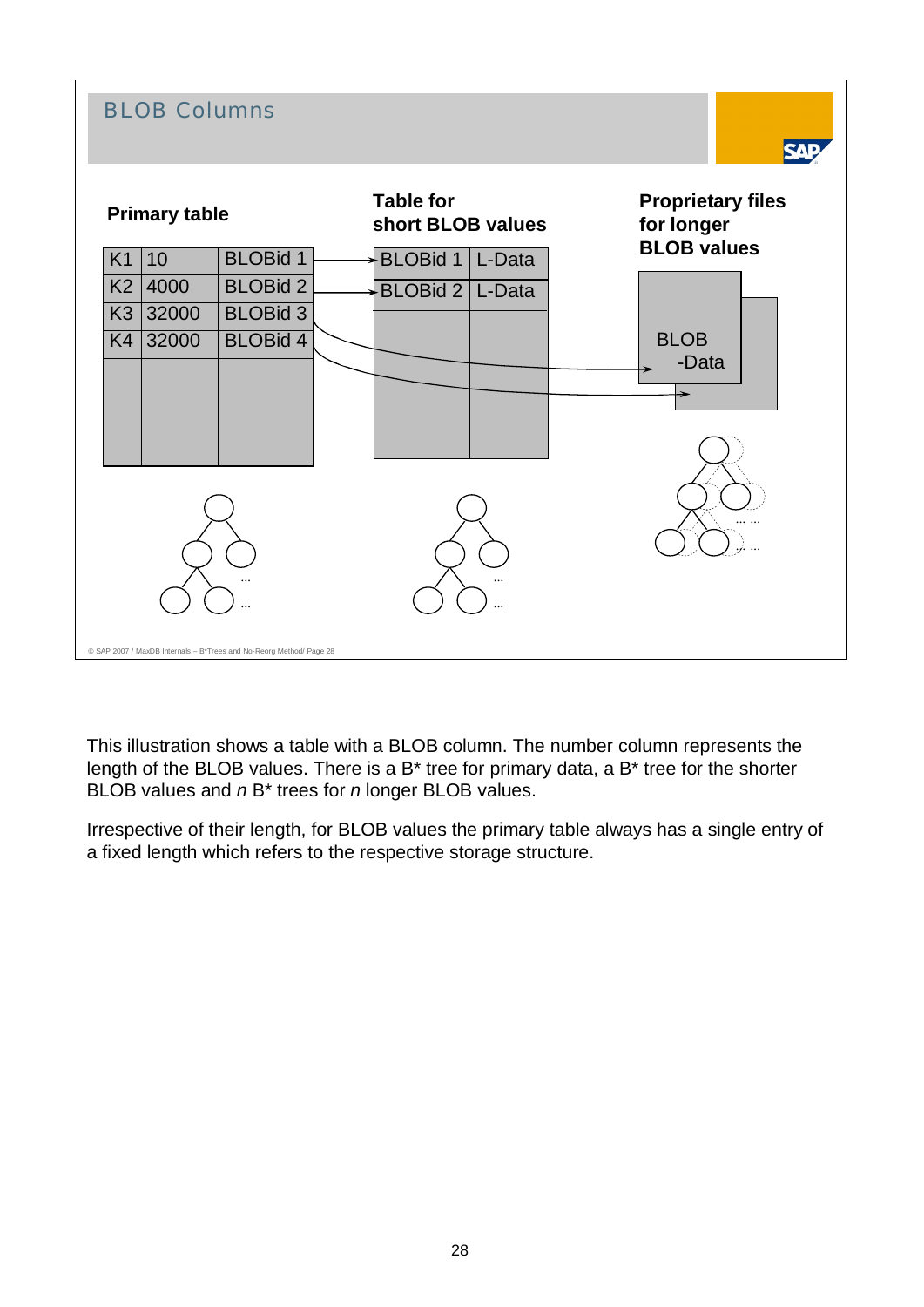## BLOB Columns

**Primary table**

| | | |
|---|---|---|
| K1 | 10 | BLOBid 1 |
| K2 | 4000 | BLOBid 2 |
| K3 | 32000 | BLOBid 3 |
| K4 | 32000 | BLOBid 4 |

**Table for short BLOB values**

| | |
|---|---|
| BLOBid 1 | L-Data |
| BLOBid 2 | L-Data |

**Proprietary files for longer BLOB values**

BLOB -Data

© SAP 2007 / MaxDB Internals – B*Trees and No-Reorg Method/ Page 28

This illustration shows a table with a BLOB column. The number column represents the length of the BLOB values. There is a B* tree for primary data, a B* tree for the shorter BLOB values and *n* B* trees for *n* longer BLOB values.

Irrespective of their length, for BLOB values the primary table always has a single entry of a fixed length which refers to the respective storage structure.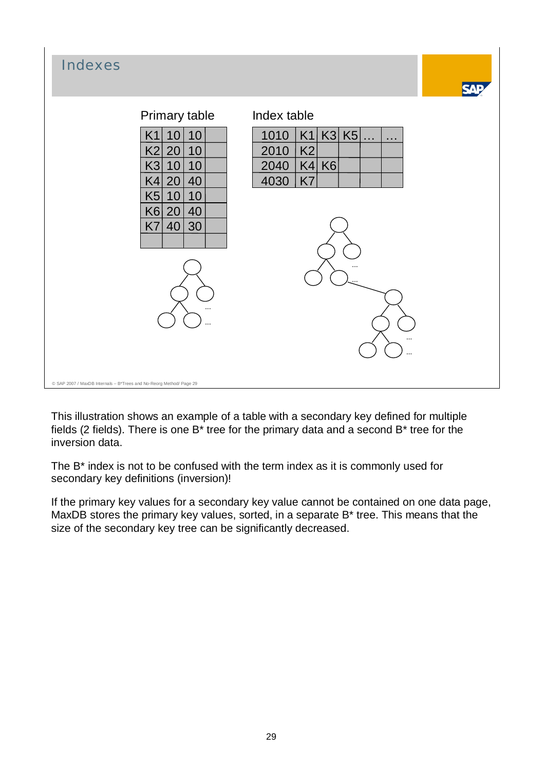## Indexes

**Primary table**

| | | | |
|---|---|---|---|
| K1 | 10 | 10 | |
| K2 | 20 | 10 | |
| K3 | 10 | 10 | |
| K4 | 20 | 40 | |
| K5 | 10 | 10 | |
| K6 | 20 | 40 | |
| K7 | 40 | 30 | |
| | | | |

**Index table**

| | | | | | |
|---|---|---|---|---|---|
| 1010 | K1 | K3 | K5 | … | … |
| 2010 | K2 | | | | |
| 2040 | K4 | K6 | | | |
| 4030 | K7 | | | | |

This illustration shows an example of a table with a secondary key defined for multiple fields (2 fields). There is one B* tree for the primary data and a second B* tree for the inversion data.

The B* index is not to be confused with the term index as it is commonly used for secondary key definitions (inversion)!

If the primary key values for a secondary key value cannot be contained on one data page, MaxDB stores the primary key values, sorted, in a separate B* tree. This means that the size of the secondary key tree can be significantly decreased.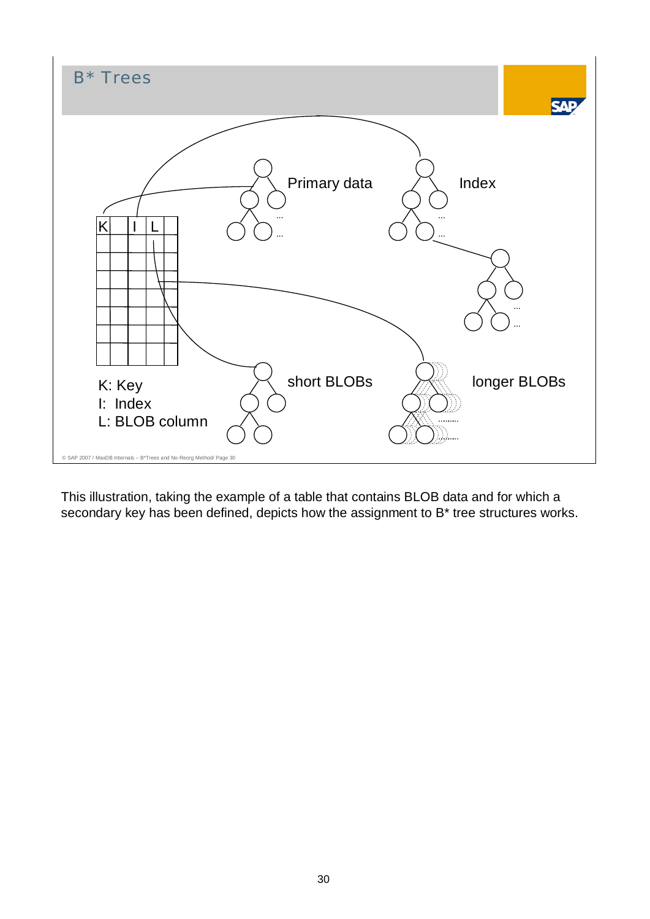# B* Trees

Primary data

Index

short BLOBs

longer BLOBs

K: Key
I: Index
L: BLOB column

This illustration, taking the example of a table that contains BLOB data and for which a secondary key has been defined, depicts how the assignment to B* tree structures works.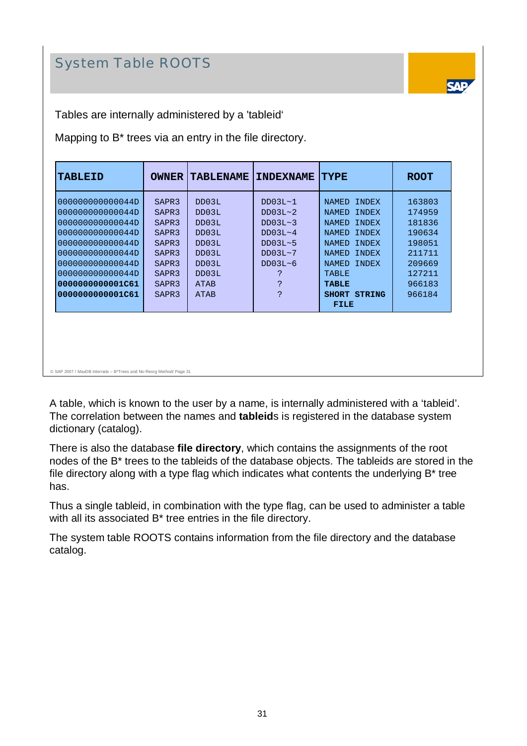## System Table ROOTS

Tables are internally administered by a 'tableid'

Mapping to B* trees via an entry in the file directory.

| TABLEID | OWNER | TABLENAME | INDEXNAME | TYPE | ROOT |
|---|---|---|---|---|---|
| 000000000000044D | SAPR3 | DD03L | DD03L~1 | NAMED INDEX | 163803 |
| 000000000000044D | SAPR3 | DD03L | DD03L~2 | NAMED INDEX | 174959 |
| 000000000000044D | SAPR3 | DD03L | DD03L~3 | NAMED INDEX | 181836 |
| 000000000000044D | SAPR3 | DD03L | DD03L~4 | NAMED INDEX | 190634 |
| 000000000000044D | SAPR3 | DD03L | DD03L~5 | NAMED INDEX | 198051 |
| 000000000000044D | SAPR3 | DD03L | DD03L~7 | NAMED INDEX | 211711 |
| 000000000000044D | SAPR3 | DD03L | DD03L~6 | NAMED INDEX | 209669 |
| 000000000000044D | SAPR3 | DD03L | ? | TABLE | 127211 |
| **0000000000001C61** | SAPR3 | ATAB | ? | **TABLE** | 966183 |
| **0000000000001C61** | SAPR3 | ATAB | ? | **SHORT STRING FILE** | 966184 |

© SAP 2007 / MaxDB Internals – B*Trees and No-Reorg Method/ Page 31

A table, which is known to the user by a name, is internally administered with a 'tableid'. The correlation between the names and **tableid**s is registered in the database system dictionary (catalog).

There is also the database **file directory**, which contains the assignments of the root nodes of the B* trees to the tableids of the database objects. The tableids are stored in the file directory along with a type flag which indicates what contents the underlying B* tree has.

Thus a single tableid, in combination with the type flag, can be used to administer a table with all its associated B* tree entries in the file directory.

The system table ROOTS contains information from the file directory and the database catalog.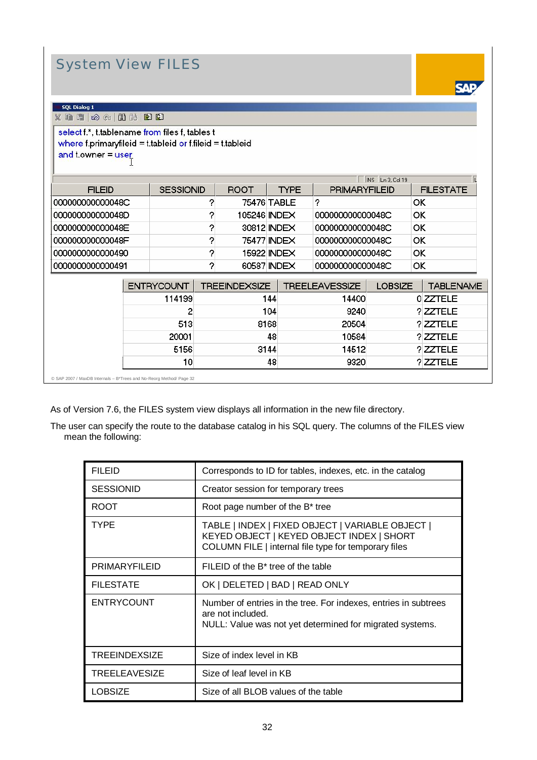## System View FILES

```
select f.*, t.tablename from files f, tables t
where f.primaryfileid = t.tableid or f.fileid = t.tableid
and t.owner = user
```

| FILEID | SESSIONID | ROOT | TYPE | PRIMARYFILEID | FILESTATE |
|---|---|---|---|---|---|
| 000000000000048C | ? | 75476 | TABLE | ? | OK |
| 000000000000048D | ? | 105246 | INDEX | 000000000000048C | OK |
| 000000000000048E | ? | 30812 | INDEX | 000000000000048C | OK |
| 000000000000048F | ? | 75477 | INDEX | 000000000000048C | OK |
| 0000000000000490 | ? | 15922 | INDEX | 000000000000048C | OK |
| 0000000000000491 | ? | 60587 | INDEX | 000000000000048C | OK |

| ENTRYCOUNT | TREEINDEXSIZE | TREELEAVESSIZE | LOBSIZE | TABLENAME |
|---|---|---|---|---|
| 114199 | 144 | 14400 | 0 | ZZTELE |
| 2 | 104 | 9240 | ? | ZZTELE |
| 513 | 8168 | 20504 | ? | ZZTELE |
| 20001 | 48 | 10584 | ? | ZZTELE |
| 5156 | 3144 | 14512 | ? | ZZTELE |
| 10 | 48 | 9320 | ? | ZZTELE |

As of Version 7.6, the FILES system view displays all information in the new file directory.

The user can specify the route to the database catalog in his SQL query. The columns of the FILES view mean the following:

| | |
|---|---|
| FILEID | Corresponds to ID for tables, indexes, etc. in the catalog |
| SESSIONID | Creator session for temporary trees |
| ROOT | Root page number of the B* tree |
| TYPE | TABLE \| INDEX \| FIXED OBJECT \| VARIABLE OBJECT \| KEYED OBJECT \| KEYED OBJECT INDEX \| SHORT COLUMN FILE \| internal file type for temporary files |
| PRIMARYFILEID | FILEID of the B* tree of the table |
| FILESTATE | OK \| DELETED \| BAD \| READ ONLY |
| ENTRYCOUNT | Number of entries in the tree. For indexes, entries in subtrees are not included.<br>NULL: Value was not yet determined for migrated systems. |
| TREEINDEXSIZE | Size of index level in KB |
| TREELEAVESIZE | Size of leaf level in KB |
| LOBSIZE | Size of all BLOB values of the table |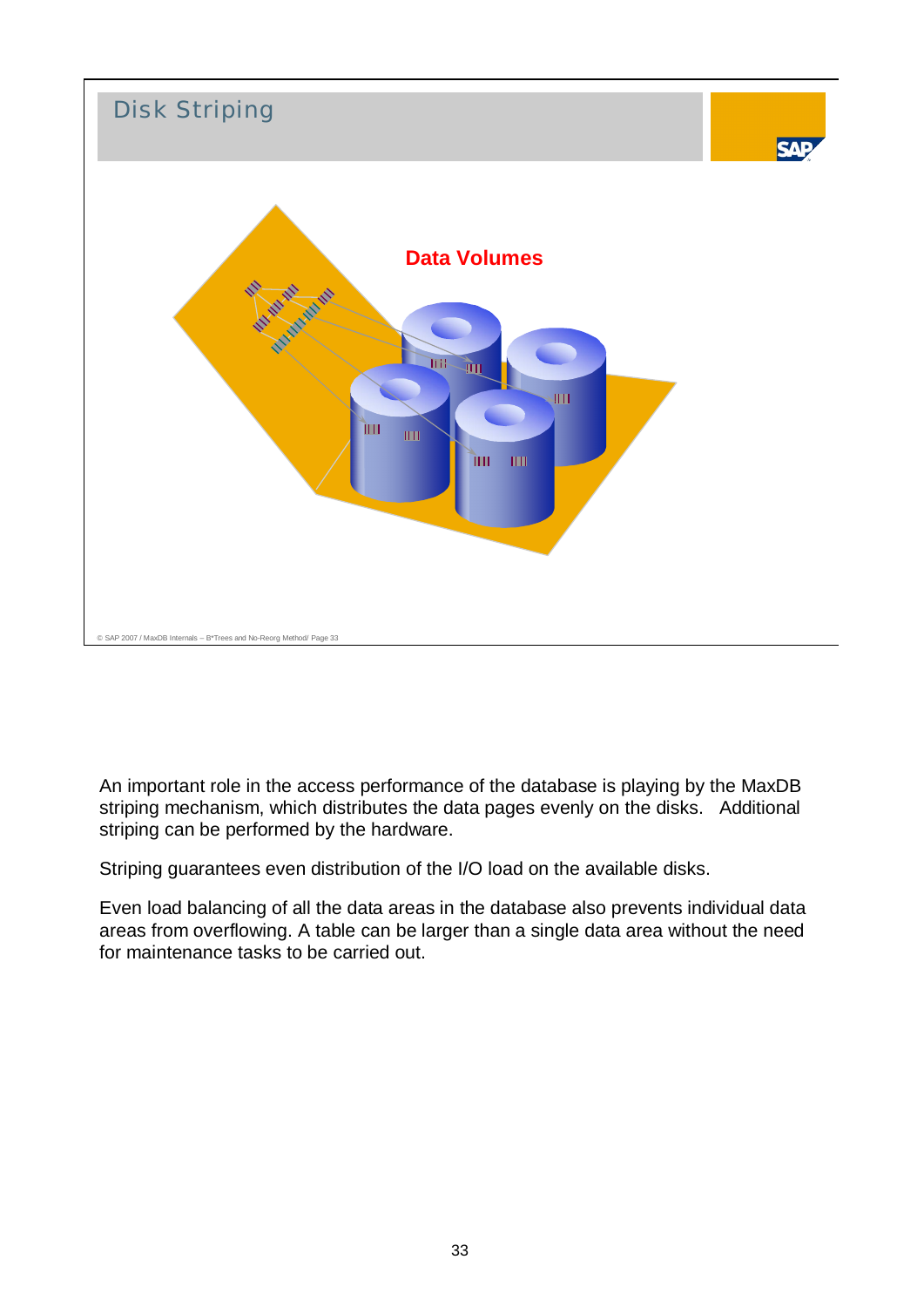## Disk Striping

**Data Volumes**

An important role in the access performance of the database is playing by the MaxDB striping mechanism, which distributes the data pages evenly on the disks. Additional striping can be performed by the hardware.

Striping guarantees even distribution of the I/O load on the available disks.

Even load balancing of all the data areas in the database also prevents individual data areas from overflowing. A table can be larger than a single data area without the need for maintenance tasks to be carried out.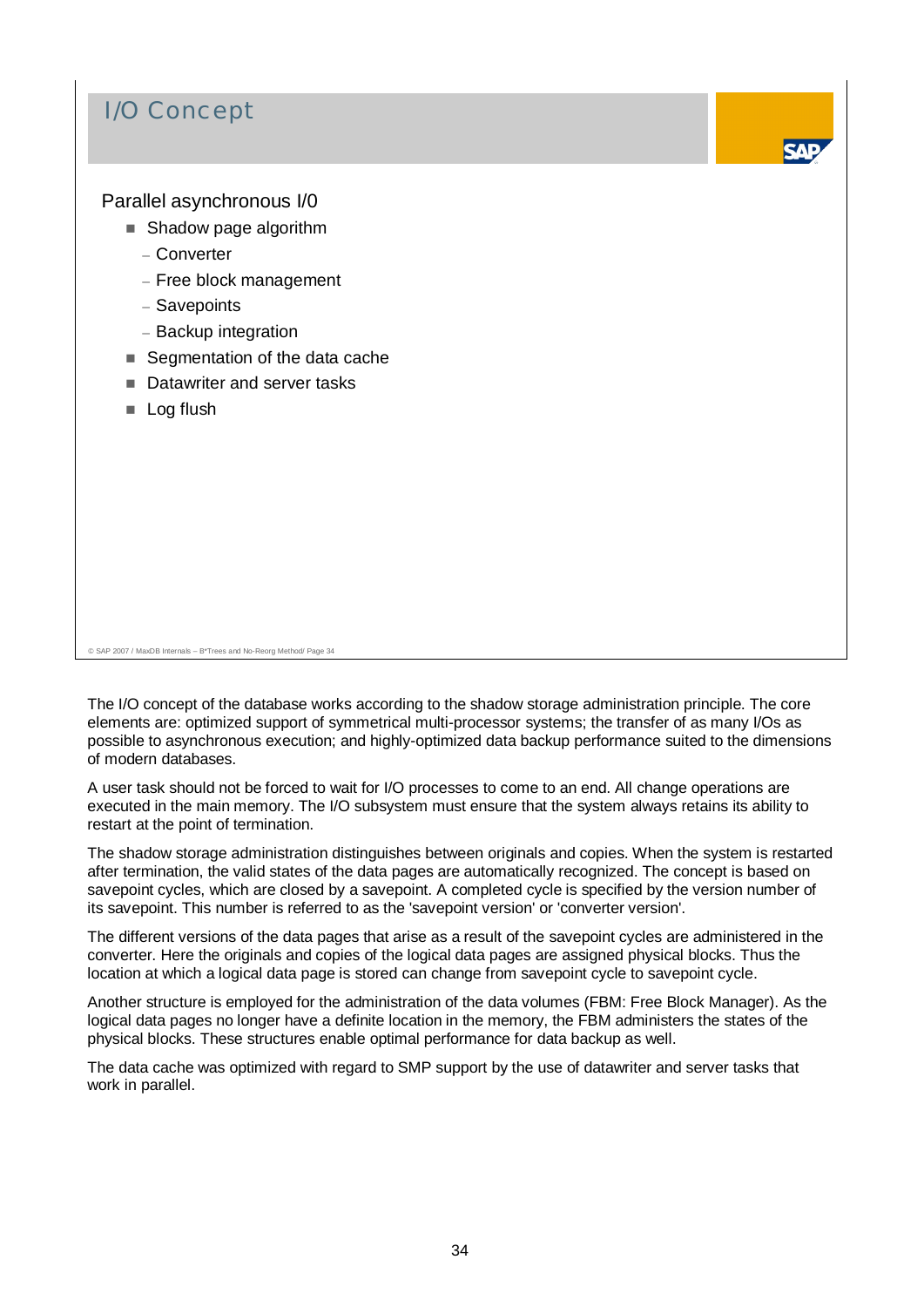# I/O Concept

Parallel asynchronous I/0

- Shadow page algorithm
  - Converter
  - Free block management
  - Savepoints
  - Backup integration
- Segmentation of the data cache
- Datawriter and server tasks
- Log flush

The I/O concept of the database works according to the shadow storage administration principle. The core elements are: optimized support of symmetrical multi-processor systems; the transfer of as many I/Os as possible to asynchronous execution; and highly-optimized data backup performance suited to the dimensions of modern databases.

A user task should not be forced to wait for I/O processes to come to an end. All change operations are executed in the main memory. The I/O subsystem must ensure that the system always retains its ability to restart at the point of termination.

The shadow storage administration distinguishes between originals and copies. When the system is restarted after termination, the valid states of the data pages are automatically recognized. The concept is based on savepoint cycles, which are closed by a savepoint. A completed cycle is specified by the version number of its savepoint. This number is referred to as the 'savepoint version' or 'converter version'.

The different versions of the data pages that arise as a result of the savepoint cycles are administered in the converter. Here the originals and copies of the logical data pages are assigned physical blocks. Thus the location at which a logical data page is stored can change from savepoint cycle to savepoint cycle.

Another structure is employed for the administration of the data volumes (FBM: Free Block Manager). As the logical data pages no longer have a definite location in the memory, the FBM administers the states of the physical blocks. These structures enable optimal performance for data backup as well.

The data cache was optimized with regard to SMP support by the use of datawriter and server tasks that work in parallel.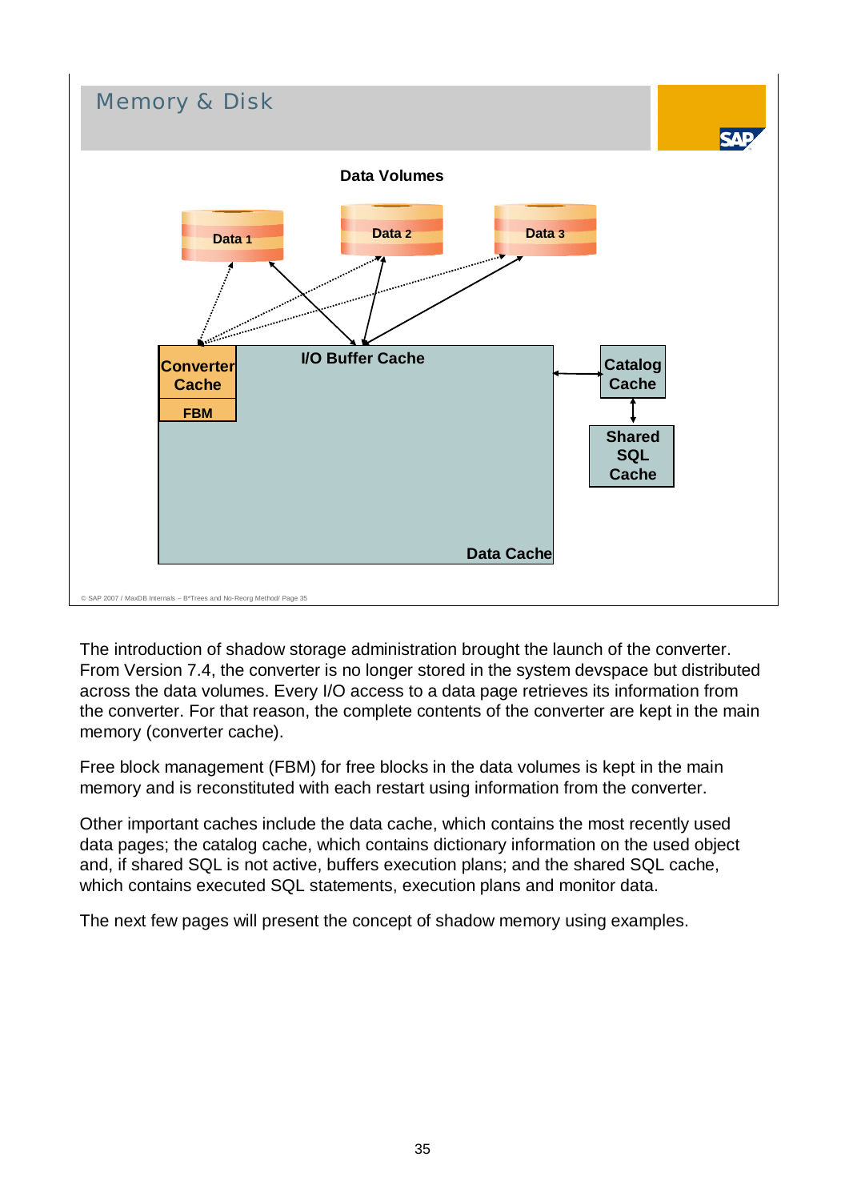## Memory & Disk

**Data Volumes**

Data 1 | Data 2 | Data 3

Converter Cache | FBM | I/O Buffer Cache | Data Cache | Catalog Cache | Shared SQL Cache

© SAP 2007 / MaxDB Internals – B*Trees and No-Reorg Method/ Page 35

The introduction of shadow storage administration brought the launch of the converter. From Version 7.4, the converter is no longer stored in the system devspace but distributed across the data volumes. Every I/O access to a data page retrieves its information from the converter. For that reason, the complete contents of the converter are kept in the main memory (converter cache).

Free block management (FBM) for free blocks in the data volumes is kept in the main memory and is reconstituted with each restart using information from the converter.

Other important caches include the data cache, which contains the most recently used data pages; the catalog cache, which contains dictionary information on the used object and, if shared SQL is not active, buffers execution plans; and the shared SQL cache, which contains executed SQL statements, execution plans and monitor data.

The next few pages will present the concept of shadow memory using examples.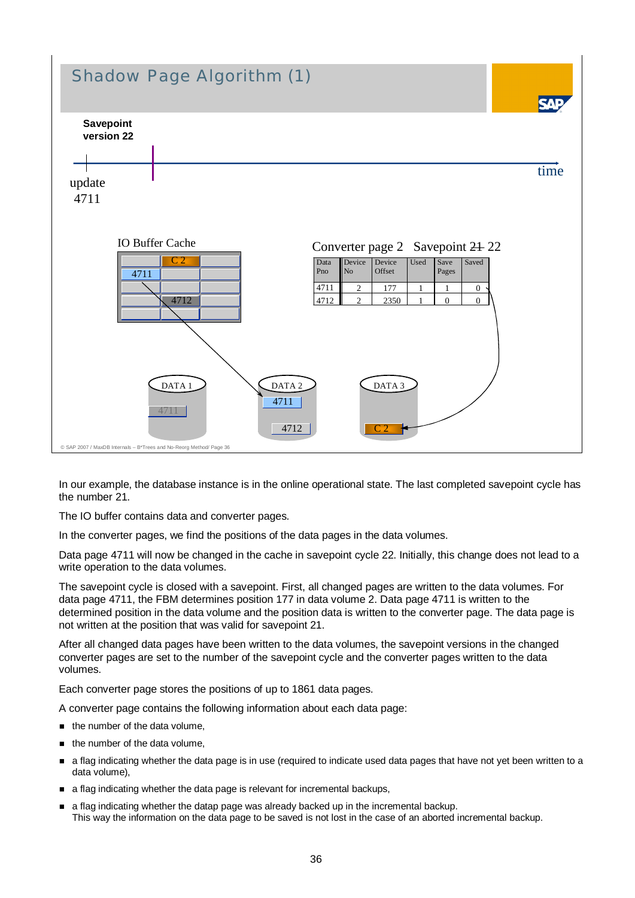## Shadow Page Algorithm (1)

**Savepoint version 22**

update 4711

time

IO Buffer Cache

Converter page 2 Savepoint ~~21~~ 22

| Data Pno | Device No | Device Offset | Used | Save Pages | Saved |
|---|---|---|---|---|---|
| 4711 | 2 | 177 | 1 | 1 | 0 |
| 4712 | 2 | 2350 | 1 | 0 | 0 |

DATA 1 DATA 2 DATA 3

© SAP 2007 / MaxDB Internals – B*Trees and No-Reorg Method/ Page 36

In our example, the database instance is in the online operational state. The last completed savepoint cycle has the number 21.

The IO buffer contains data and converter pages.

In the converter pages, we find the positions of the data pages in the data volumes.

Data page 4711 will now be changed in the cache in savepoint cycle 22. Initially, this change does not lead to a write operation to the data volumes.

The savepoint cycle is closed with a savepoint. First, all changed pages are written to the data volumes. For data page 4711, the FBM determines position 177 in data volume 2. Data page 4711 is written to the determined position in the data volume and the position data is written to the converter page. The data page is not written at the position that was valid for savepoint 21.

After all changed data pages have been written to the data volumes, the savepoint versions in the changed converter pages are set to the number of the savepoint cycle and the converter pages written to the data volumes.

Each converter page stores the positions of up to 1861 data pages.

A converter page contains the following information about each data page:

- the number of the data volume,
- the number of the data volume,
- a flag indicating whether the data page is in use (required to indicate used data pages that have not yet been written to a data volume),
- a flag indicating whether the data page is relevant for incremental backups,
- a flag indicating whether the datap page was already backed up in the incremental backup.
  This way the information on the data page to be saved is not lost in the case of an aborted incremental backup.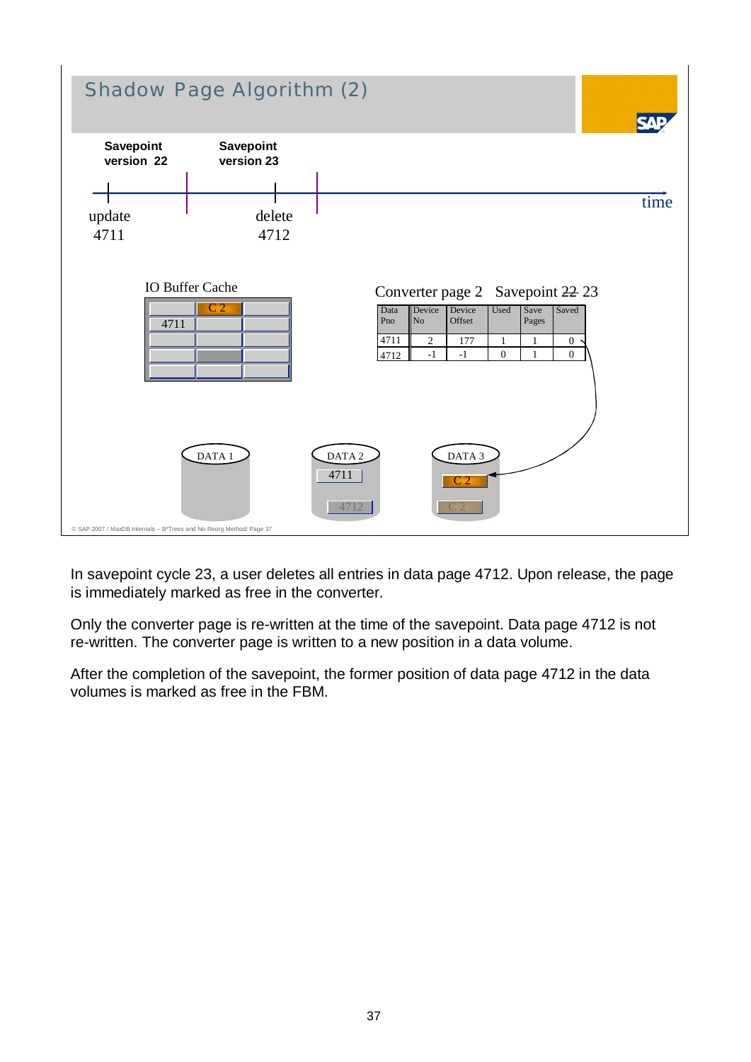## Shadow Page Algorithm (2)

Savepoint version 22 | Savepoint version 23

update 4711 | delete 4712 | time

IO Buffer Cache: C 2, 4711

Converter page 2 Savepoint ~~22~~ 23

| Data Pno | Device No | Device Offset | Used | Save Pages | Saved |
|---|---|---|---|---|---|
| 4711 | 2 | 177 | 1 | 1 | 0 |
| 4712 | -1 | -1 | 0 | 1 | 0 |

DATA 1 | DATA 2: 4711, 4712 | DATA 3: C 2, C 2

© SAP 2007 / MaxDB Internals – B*Trees and No-Reorg Method/ Page 37

In savepoint cycle 23, a user deletes all entries in data page 4712. Upon release, the page is immediately marked as free in the converter.

Only the converter page is re-written at the time of the savepoint. Data page 4712 is not re-written. The converter page is written to a new position in a data volume.

After the completion of the savepoint, the former position of data page 4712 in the data volumes is marked as free in the FBM.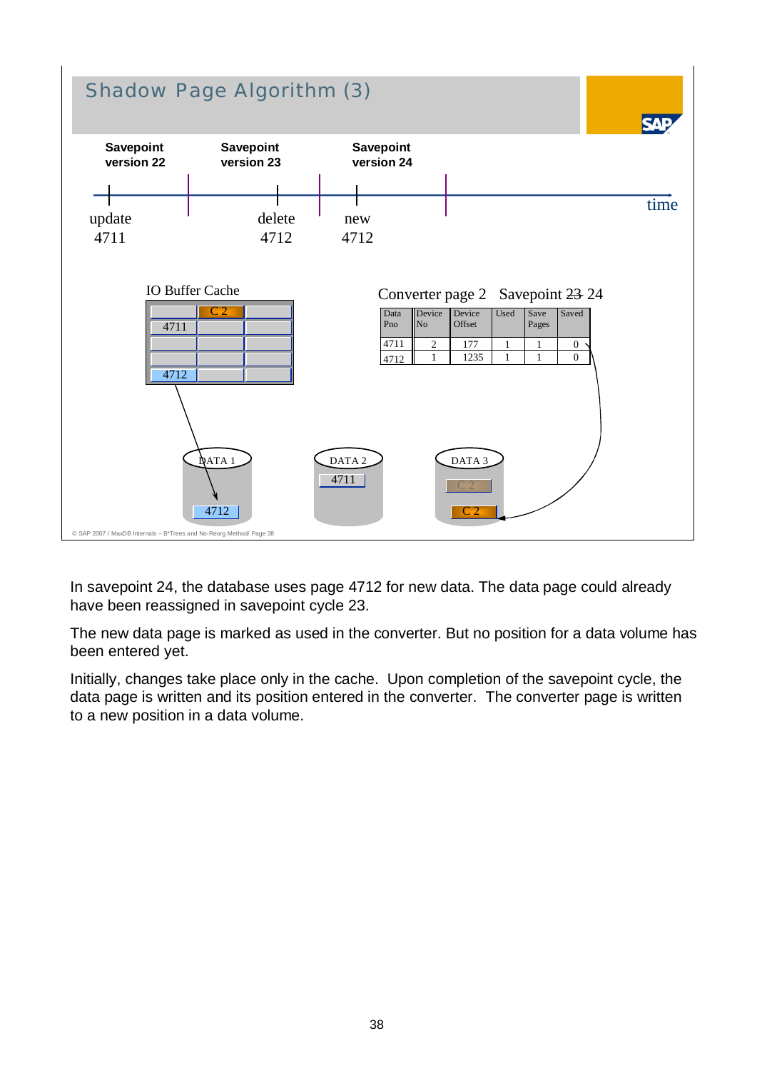## Shadow Page Algorithm (3)

| Savepoint version 22 | Savepoint version 23 | Savepoint version 24 |
|---|---|---|
| update 4711 | delete 4712 | new 4712 |

IO Buffer Cache: C 2, 4711, 4712

Converter page 2 Savepoint ~~23~~ 24

| Data Pno | Device No | Device Offset | Used | Save Pages | Saved |
|---|---|---|---|---|---|
| 4711 | 2 | 177 | 1 | 1 | 0 |
| 4712 | 1 | 1235 | 1 | 1 | 0 |

DATA 1: 4712
DATA 2: 4711
DATA 3: C 2, C 2

© SAP 2007 / MaxDB Internals – B*Trees and No-Reorg Method/ Page 38

In savepoint 24, the database uses page 4712 for new data. The data page could already have been reassigned in savepoint cycle 23.

The new data page is marked as used in the converter. But no position for a data volume has been entered yet.

Initially, changes take place only in the cache. Upon completion of the savepoint cycle, the data page is written and its position entered in the converter. The converter page is written to a new position in a data volume.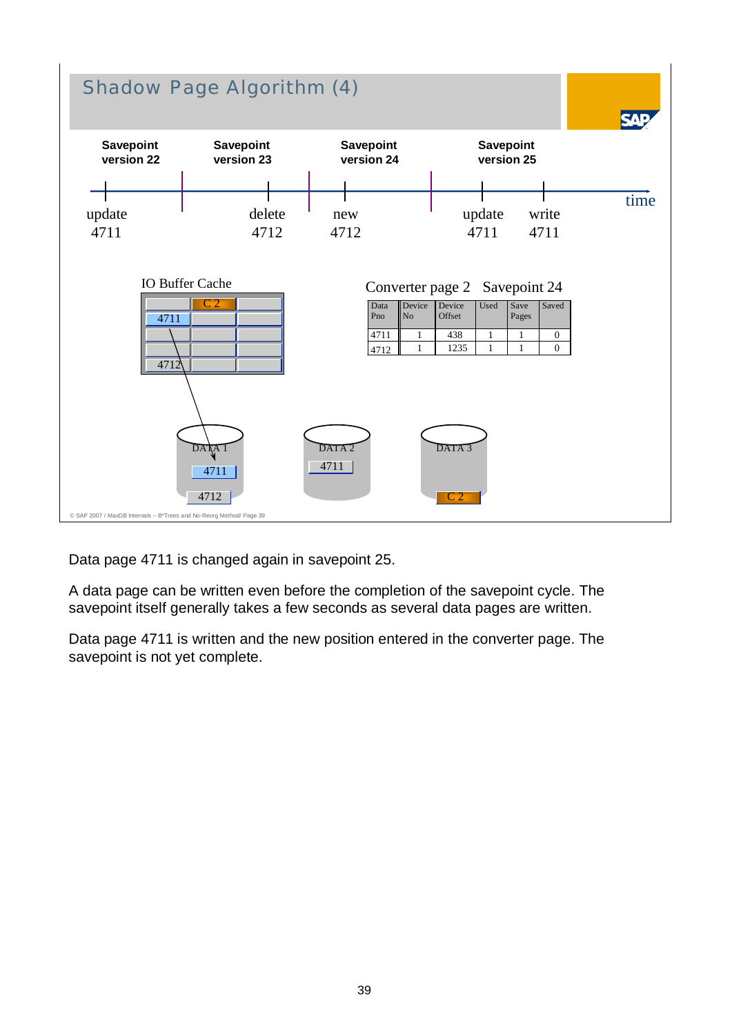## Shadow Page Algorithm (4)

| Savepoint version 22 | Savepoint version 23 | Savepoint version 24 | Savepoint version 25 | |
|---|---|---|---|---|
| update 4711 | delete 4712 | new 4712 | update 4711 | write 4711 |

time

IO Buffer Cache: C 2, 4711, 4712

Converter page 2 Savepoint 24

| Data Pno | Device No | Device Offset | Used | Save Pages | Saved |
|---|---|---|---|---|---|
| 4711 | 1 | 438 | 1 | 1 | 0 |
| 4712 | 1 | 1235 | 1 | 1 | 0 |

DATA 1: 4711, 4712 — DATA 2: 4711 — DATA 3: C 2

© SAP 2007 / MaxDB Internals – B*Trees and No-Reorg Method/ Page 39

Data page 4711 is changed again in savepoint 25.

A data page can be written even before the completion of the savepoint cycle. The savepoint itself generally takes a few seconds as several data pages are written.

Data page 4711 is written and the new position entered in the converter page. The savepoint is not yet complete.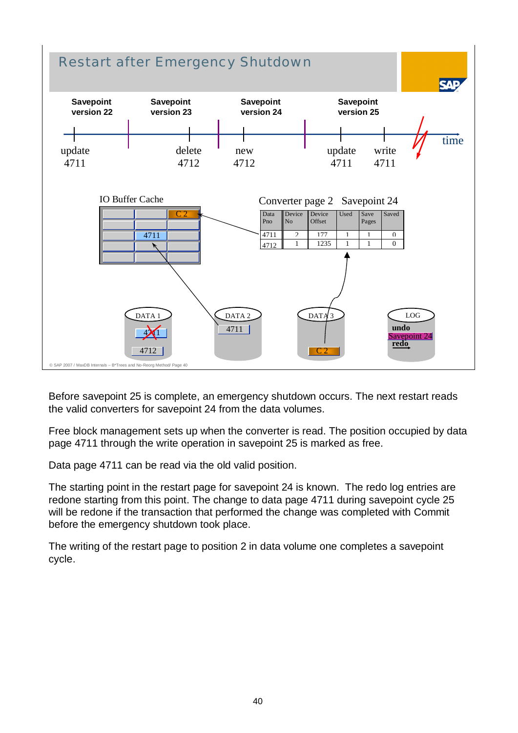## Restart after Emergency Shutdown

| Savepoint version 22 | Savepoint version 23 | Savepoint version 24 | Savepoint version 25 |
|---|---|---|---|
| update 4711 | delete 4712 | new 4712 | update 4711, write 4711 |

IO Buffer Cache: C 2, 4711

Converter page 2 Savepoint 24

| Data Pno | Device No | Device Offset | Used | Save Pages | Saved |
|---|---|---|---|---|---|
| 4711 | 2 | 177 | 1 | 1 | 0 |
| 4712 | 1 | 1235 | 1 | 1 | 0 |

DATA 1: 4711 (crossed out), 4712
DATA 2: 4711
DATA 3: C 2
LOG: undo, Savepoint 24, redo

© SAP 2007 / MaxDB Internals – B*Trees and No-Reorg Method/ Page 40

Before savepoint 25 is complete, an emergency shutdown occurs. The next restart reads the valid converters for savepoint 24 from the data volumes.

Free block management sets up when the converter is read. The position occupied by data page 4711 through the write operation in savepoint 25 is marked as free.

Data page 4711 can be read via the old valid position.

The starting point in the restart page for savepoint 24 is known. The redo log entries are redone starting from this point. The change to data page 4711 during savepoint cycle 25 will be redone if the transaction that performed the change was completed with Commit before the emergency shutdown took place.

The writing of the restart page to position 2 in data volume one completes a savepoint cycle.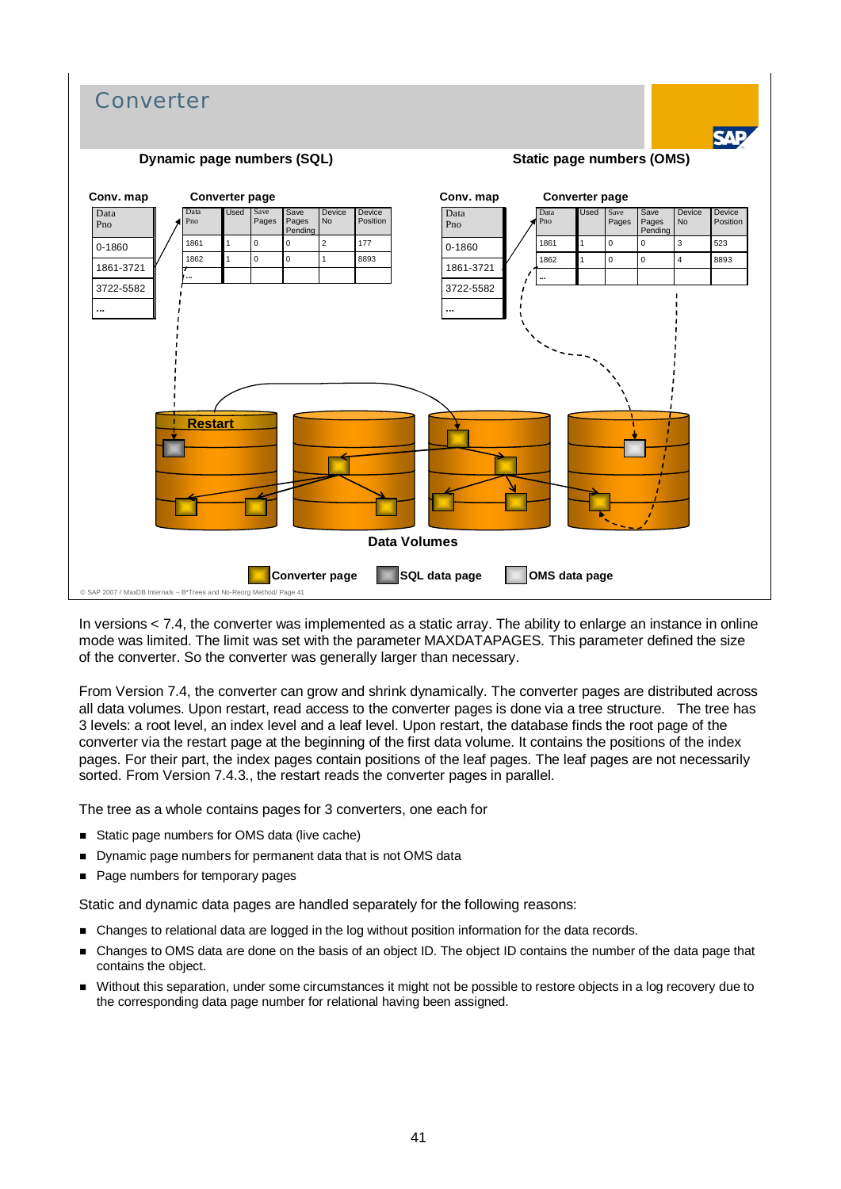# Converter

**Dynamic page numbers (SQL)**

**Conv. map**

| Data Pno |
|---|
| 0-1860 |
| 1861-3721 |
| 3722-5582 |
| ... |

**Converter page**

| Data Pno | Used | Save Pages | Save Pages Pending | Device No | Device Position |
|---|---|---|---|---|---|
| 1861 | 1 | 0 | 0 | 2 | 177 |
| 1862 | 1 | 0 | 0 | 1 | 8893 |
| ... | | | | | |

**Static page numbers (OMS)**

**Conv. map**

| Data Pno |
|---|
| 0-1860 |
| 1861-3721 |
| 3722-5582 |
| ... |

**Converter page**

| Data Pno | Used | Save Pages | Save Pages Pending | Device No | Device Position |
|---|---|---|---|---|---|
| 1861 | 1 | 0 | 0 | 3 | 523 |
| 1862 | 1 | 0 | 0 | 4 | 8893 |
| ... | | | | | |

Restart

**Data Volumes**

**Converter page** **SQL data page** **OMS data page**

© SAP 2007 / MaxDB Internals – B*Trees and No-Reorg Method/ Page 41

In versions < 7.4, the converter was implemented as a static array. The ability to enlarge an instance in online mode was limited. The limit was set with the parameter MAXDATAPAGES. This parameter defined the size of the converter. So the converter was generally larger than necessary.

From Version 7.4, the converter can grow and shrink dynamically. The converter pages are distributed across all data volumes. Upon restart, read access to the converter pages is done via a tree structure. The tree has 3 levels: a root level, an index level and a leaf level. Upon restart, the database finds the root page of the converter via the restart page at the beginning of the first data volume. It contains the positions of the index pages. For their part, the index pages contain positions of the leaf pages. The leaf pages are not necessarily sorted. From Version 7.4.3., the restart reads the converter pages in parallel.

The tree as a whole contains pages for 3 converters, one each for

- Static page numbers for OMS data (live cache)
- Dynamic page numbers for permanent data that is not OMS data
- Page numbers for temporary pages

Static and dynamic data pages are handled separately for the following reasons:

- Changes to relational data are logged in the log without position information for the data records.
- Changes to OMS data are done on the basis of an object ID. The object ID contains the number of the data page that contains the object.
- Without this separation, under some circumstances it might not be possible to restore objects in a log recovery due to the corresponding data page number for relational having been assigned.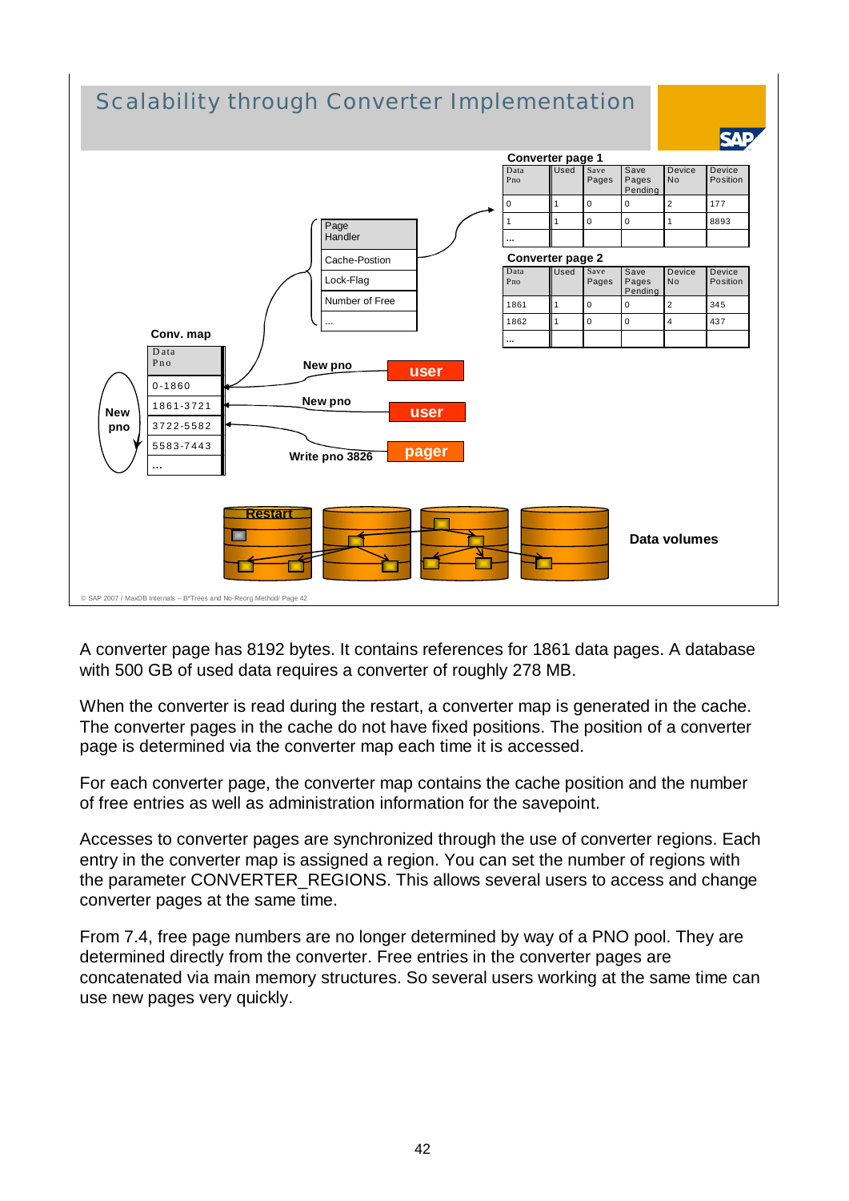## Scalability through Converter Implementation

**Converter page 1**

| Data Pno | Used | Save Pages | Save Pages Pending | Device No | Device Position |
|---|---|---|---|---|---|
| 0 | 1 | 0 | 0 | 2 | 177 |
| 1 | 1 | 0 | 0 | 1 | 8893 |
| ... | | | | | |

**Converter page 2**

| Data Pno | Used | Save Pages | Save Pages Pending | Device No | Device Position |
|---|---|---|---|---|---|
| 1861 | 1 | 0 | 0 | 2 | 345 |
| 1862 | 1 | 0 | 0 | 4 | 437 |
| ... | | | | | |

| Page Handler |
|---|
| Cache-Postion |
| Lock-Flag |
| Number of Free |
| ... |

**Conv. map**

| Data Pno |
|---|
| 0-1860 |
| 1861-3721 |
| 3722-5582 |
| 5583-7443 |
| ... |

New pno — user

New pno — user

Write pno 3826 — pager

New pno

Restart

Data volumes

© SAP 2007 / MaxDB Internals – B*Trees and No-Reorg Method/ Page 42

A converter page has 8192 bytes. It contains references for 1861 data pages. A database with 500 GB of used data requires a converter of roughly 278 MB.

When the converter is read during the restart, a converter map is generated in the cache. The converter pages in the cache do not have fixed positions. The position of a converter page is determined via the converter map each time it is accessed.

For each converter page, the converter map contains the cache position and the number of free entries as well as administration information for the savepoint.

Accesses to converter pages are synchronized through the use of converter regions. Each entry in the converter map is assigned a region. You can set the number of regions with the parameter CONVERTER_REGIONS. This allows several users to access and change converter pages at the same time.

From 7.4, free page numbers are no longer determined by way of a PNO pool. They are determined directly from the converter. Free entries in the converter pages are concatenated via main memory structures. So several users working at the same time can use new pages very quickly.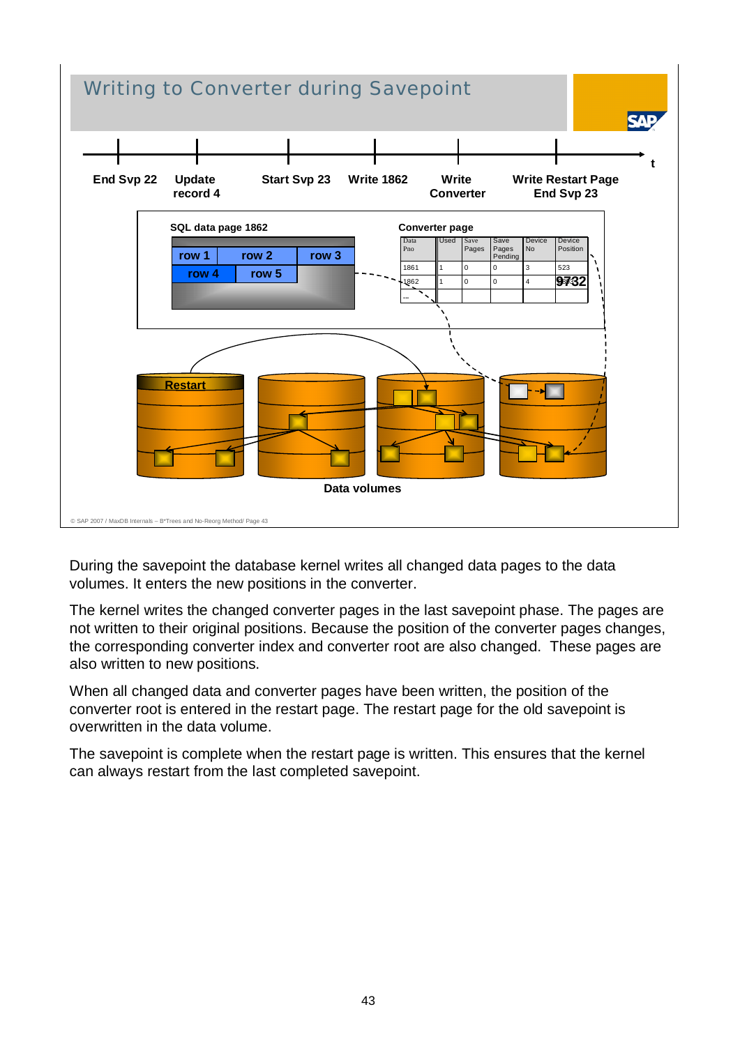## Writing to Converter during Savepoint

End Svp 22 | Update record 4 | Start Svp 23 | Write 1862 | Write Converter | Write Restart Page End Svp 23 → t

**SQL data page 1862**

| row 1 | row 2 | row 3 |
|---|---|---|
| row 4 | row 5 | |

**Converter page**

| Data Pno | Used | Save Pages | Save Pages Pending | Device No | Device Position |
|---|---|---|---|---|---|
| 1861 | 1 | 0 | 0 | 3 | 523 |
| 1862 | 1 | 0 | 0 | 4 | 9732 |
| ... | | | | | |

Restart

Data volumes

During the savepoint the database kernel writes all changed data pages to the data volumes. It enters the new positions in the converter.

The kernel writes the changed converter pages in the last savepoint phase. The pages are not written to their original positions. Because the position of the converter pages changes, the corresponding converter index and converter root are also changed. These pages are also written to new positions.

When all changed data and converter pages have been written, the position of the converter root is entered in the restart page. The restart page for the old savepoint is overwritten in the data volume.

The savepoint is complete when the restart page is written. This ensures that the kernel can always restart from the last completed savepoint.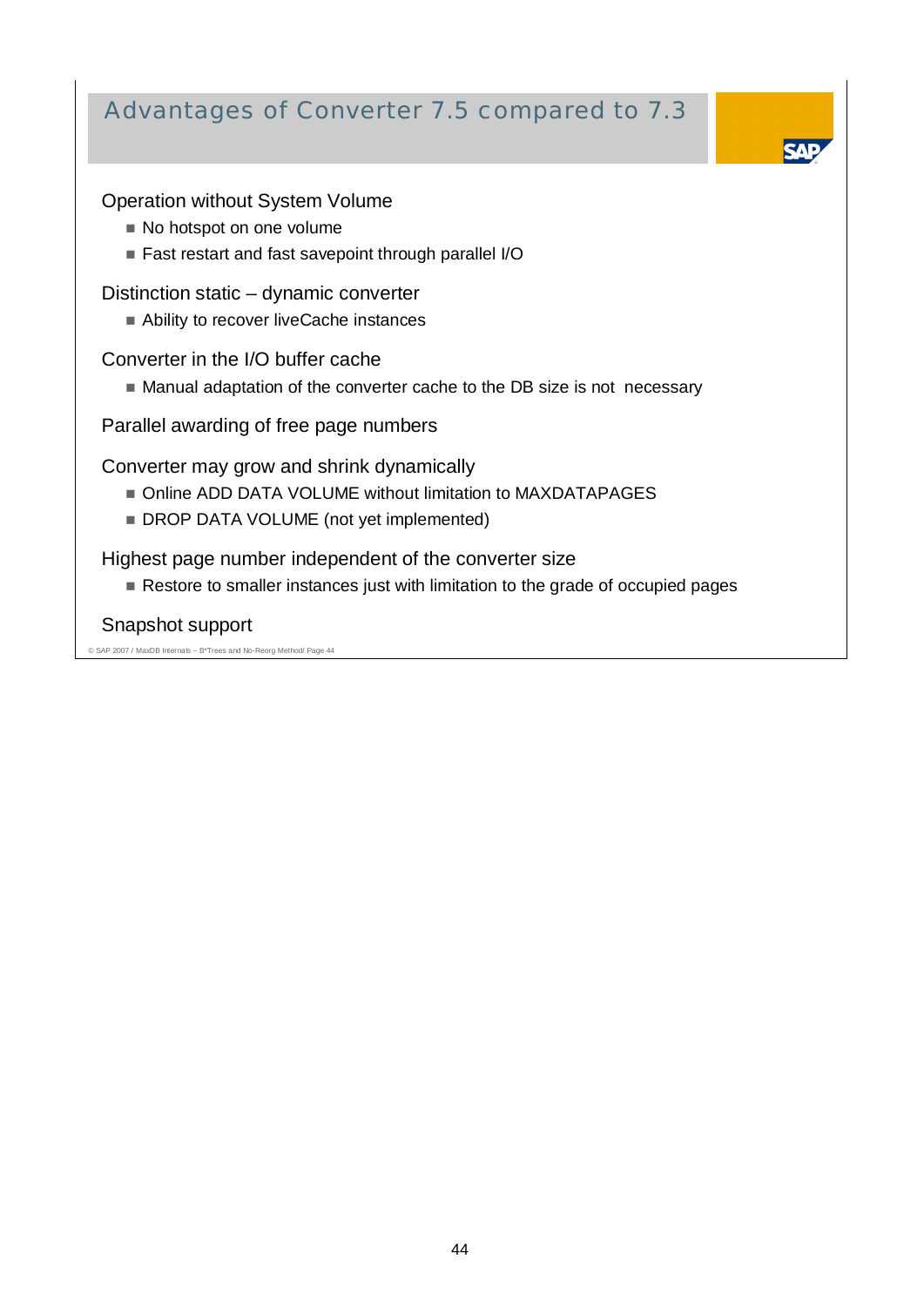# Advantages of Converter 7.5 compared to 7.3

Operation without System Volume

- No hotspot on one volume
- Fast restart and fast savepoint through parallel I/O

Distinction static – dynamic converter

- Ability to recover liveCache instances

Converter in the I/O buffer cache

- Manual adaptation of the converter cache to the DB size is not necessary

Parallel awarding of free page numbers

Converter may grow and shrink dynamically

- Online ADD DATA VOLUME without limitation to MAXDATAPAGES
- DROP DATA VOLUME (not yet implemented)

Highest page number independent of the converter size

- Restore to smaller instances just with limitation to the grade of occupied pages

Snapshot support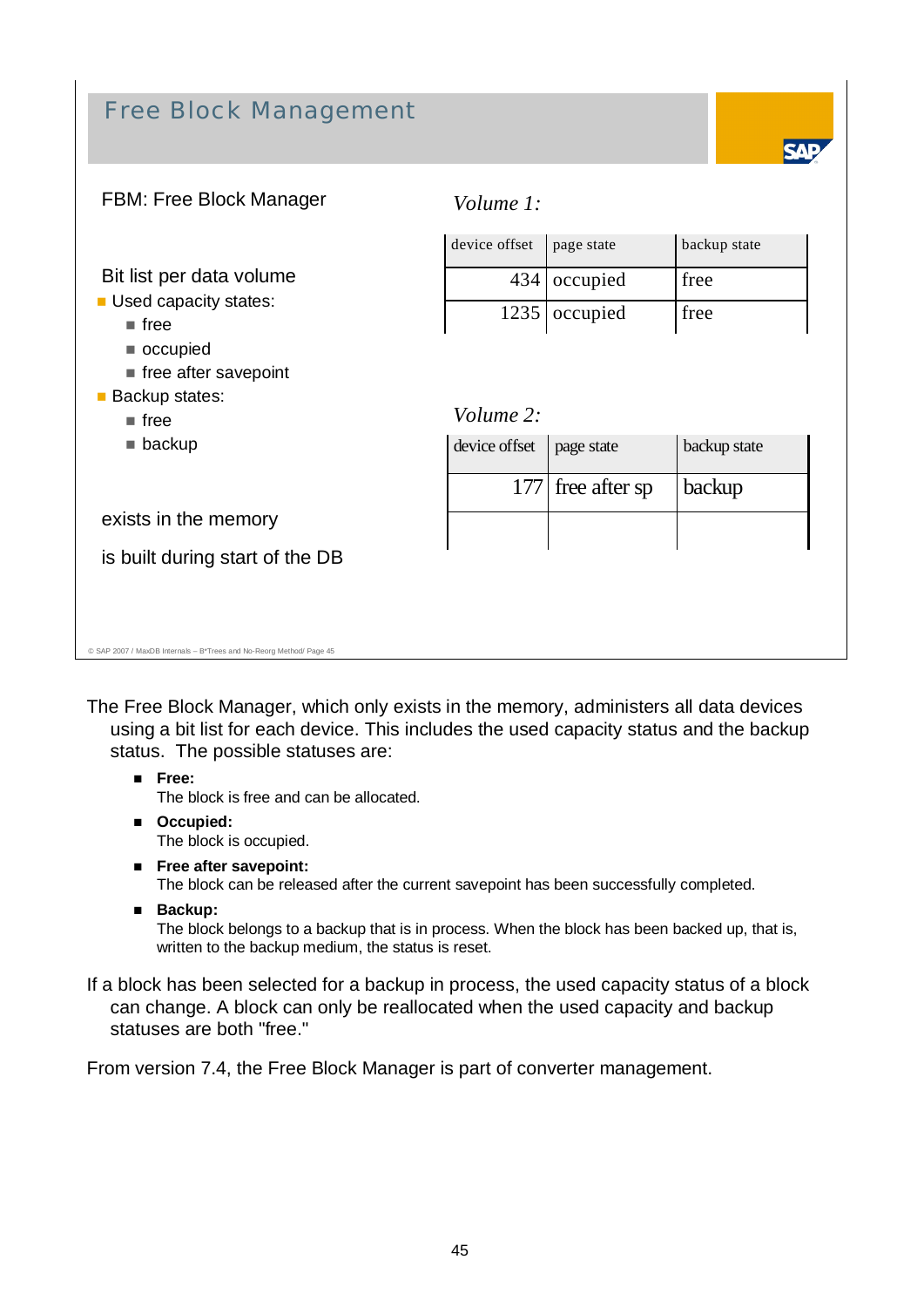## Free Block Management

FBM: Free Block Manager

Bit list per data volume

- Used capacity states:
  - free
  - occupied
  - free after savepoint
- Backup states:
  - free
  - backup

exists in the memory

is built during start of the DB

*Volume 1:*

| device offset | page state | backup state |
|---|---|---|
| 434 | occupied | free |
| 1235 | occupied | free |

*Volume 2:*

| device offset | page state | backup state |
|---|---|---|
| 177 | free after sp | backup |
| | | |

© SAP 2007 / MaxDB Internals – B*Trees and No-Reorg Method/ Page 45

The Free Block Manager, which only exists in the memory, administers all data devices using a bit list for each device. This includes the used capacity status and the backup status. The possible statuses are:

- **Free:**
  The block is free and can be allocated.
- **Occupied:**
  The block is occupied.
- **Free after savepoint:**
  The block can be released after the current savepoint has been successfully completed.
- **Backup:**
  The block belongs to a backup that is in process. When the block has been backed up, that is, written to the backup medium, the status is reset.

If a block has been selected for a backup in process, the used capacity status of a block can change. A block can only be reallocated when the used capacity and backup statuses are both "free."

From version 7.4, the Free Block Manager is part of converter management.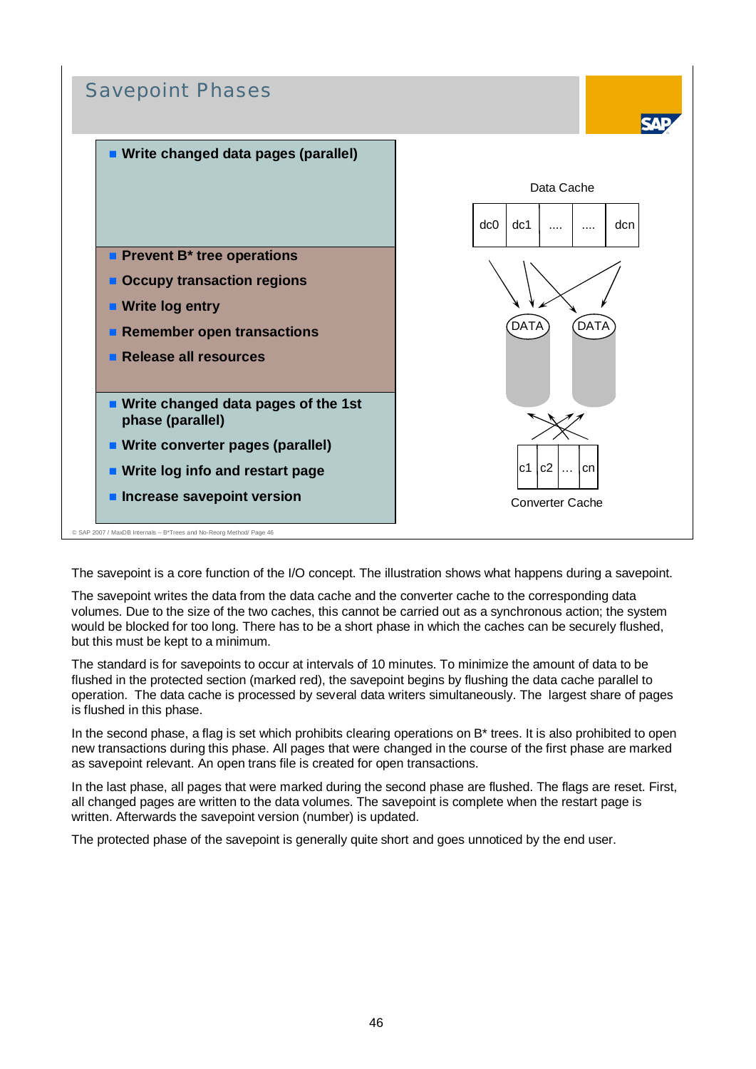## Savepoint Phases

- **Write changed data pages (parallel)**

- **Prevent B* tree operations**
- **Occupy transaction regions**
- **Write log entry**
- **Remember open transactions**
- **Release all resources**

- **Write changed data pages of the 1st phase (parallel)**
- **Write converter pages (parallel)**
- **Write log info and restart page**
- **Increase savepoint version**

Data Cache

| dc0 | dc1 | .... | .... | dcn |
|---|---|---|---|---|

DATA DATA

| c1 | c2 | ... | cn |
|---|---|---|---|

Converter Cache

© SAP 2007 / MaxDB Internals – B*Trees and No-Reorg Method/ Page 46

The savepoint is a core function of the I/O concept. The illustration shows what happens during a savepoint.

The savepoint writes the data from the data cache and the converter cache to the corresponding data volumes. Due to the size of the two caches, this cannot be carried out as a synchronous action; the system would be blocked for too long. There has to be a short phase in which the caches can be securely flushed, but this must be kept to a minimum.

The standard is for savepoints to occur at intervals of 10 minutes. To minimize the amount of data to be flushed in the protected section (marked red), the savepoint begins by flushing the data cache parallel to operation. The data cache is processed by several data writers simultaneously. The largest share of pages is flushed in this phase.

In the second phase, a flag is set which prohibits clearing operations on B* trees. It is also prohibited to open new transactions during this phase. All pages that were changed in the course of the first phase are marked as savepoint relevant. An open trans file is created for open transactions.

In the last phase, all pages that were marked during the second phase are flushed. The flags are reset. First, all changed pages are written to the data volumes. The savepoint is complete when the restart page is written. Afterwards the savepoint version (number) is updated.

The protected phase of the savepoint is generally quite short and goes unnoticed by the end user.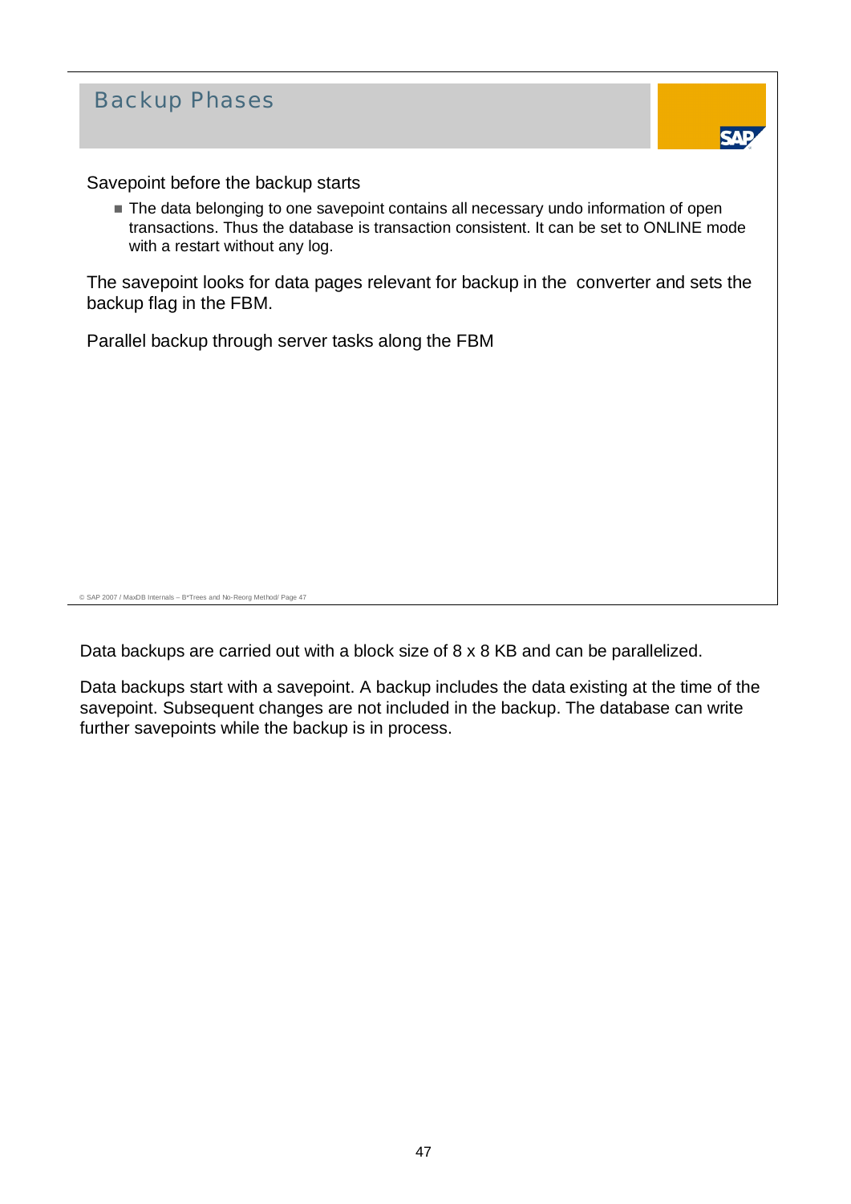## Backup Phases

Savepoint before the backup starts

- The data belonging to one savepoint contains all necessary undo information of open transactions. Thus the database is transaction consistent. It can be set to ONLINE mode with a restart without any log.

The savepoint looks for data pages relevant for backup in the converter and sets the backup flag in the FBM.

Parallel backup through server tasks along the FBM

Data backups are carried out with a block size of 8 x 8 KB and can be parallelized.

Data backups start with a savepoint. A backup includes the data existing at the time of the savepoint. Subsequent changes are not included in the backup. The database can write further savepoints while the backup is in process.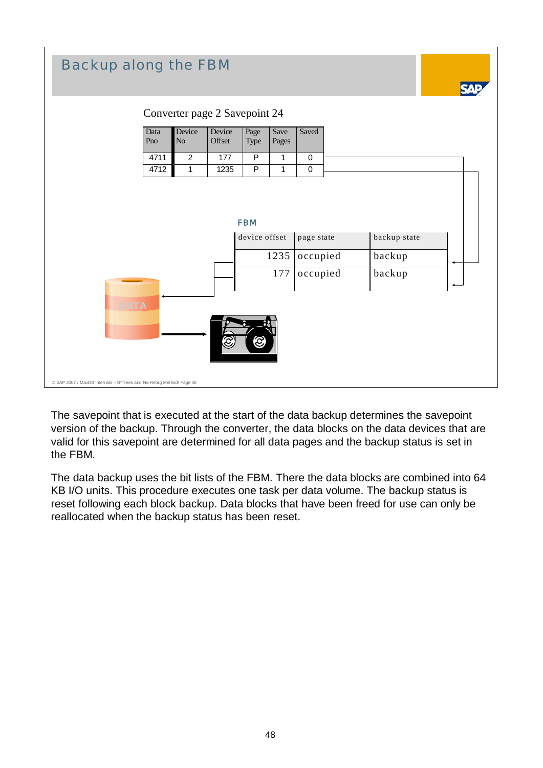## Backup along the FBM

Converter page 2 Savepoint 24

| Data Pno | Device No | Device Offset | Page Type | Save Pages | Saved |
|---|---|---|---|---|---|
| 4711 | 2 | 177 | P | 1 | 0 |
| 4712 | 1 | 1235 | P | 1 | 0 |

FBM

| device offset | page state | backup state |
|---|---|---|
| 1235 | occupied | backup |
| 177 | occupied | backup |

DATA

The savepoint that is executed at the start of the data backup determines the savepoint version of the backup. Through the converter, the data blocks on the data devices that are valid for this savepoint are determined for all data pages and the backup status is set in the FBM.

The data backup uses the bit lists of the FBM. There the data blocks are combined into 64 KB I/O units. This procedure executes one task per data volume. The backup status is reset following each block backup. Data blocks that have been freed for use can only be reallocated when the backup status has been reset.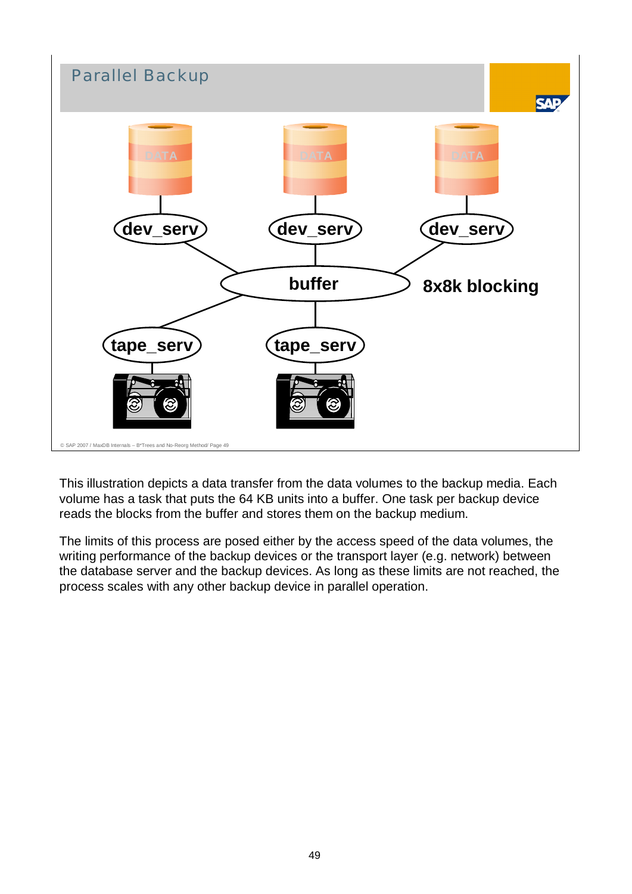## Parallel Backup

dev_serv dev_serv dev_serv

buffer

8x8k blocking

tape_serv tape_serv

© SAP 2007 / MaxDB Internals – B*Trees and No-Reorg Method/ Page 49

This illustration depicts a data transfer from the data volumes to the backup media. Each volume has a task that puts the 64 KB units into a buffer. One task per backup device reads the blocks from the buffer and stores them on the backup medium.

The limits of this process are posed either by the access speed of the data volumes, the writing performance of the backup devices or the transport layer (e.g. network) between the database server and the backup devices. As long as these limits are not reached, the process scales with any other backup device in parallel operation.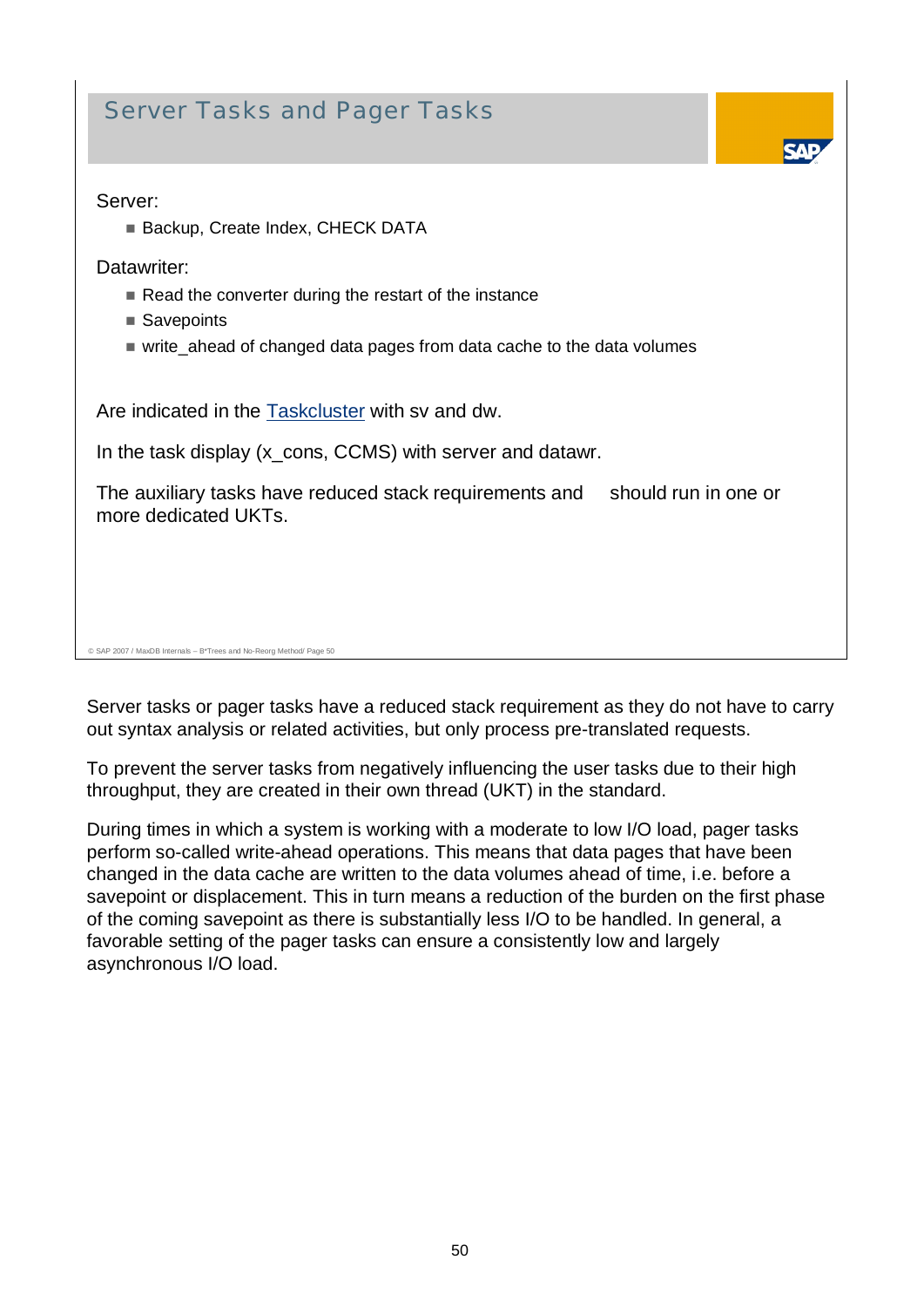## Server Tasks and Pager Tasks

Server:

- Backup, Create Index, CHECK DATA

Datawriter:

- Read the converter during the restart of the instance
- Savepoints
- write_ahead of changed data pages from data cache to the data volumes

Are indicated in the Taskcluster with sv and dw.

In the task display (x_cons, CCMS) with server and datawr.

The auxiliary tasks have reduced stack requirements and should run in one or more dedicated UKTs.

Server tasks or pager tasks have a reduced stack requirement as they do not have to carry out syntax analysis or related activities, but only process pre-translated requests.

To prevent the server tasks from negatively influencing the user tasks due to their high throughput, they are created in their own thread (UKT) in the standard.

During times in which a system is working with a moderate to low I/O load, pager tasks perform so-called write-ahead operations. This means that data pages that have been changed in the data cache are written to the data volumes ahead of time, i.e. before a savepoint or displacement. This in turn means a reduction of the burden on the first phase of the coming savepoint as there is substantially less I/O to be handled. In general, a favorable setting of the pager tasks can ensure a consistently low and largely asynchronous I/O load.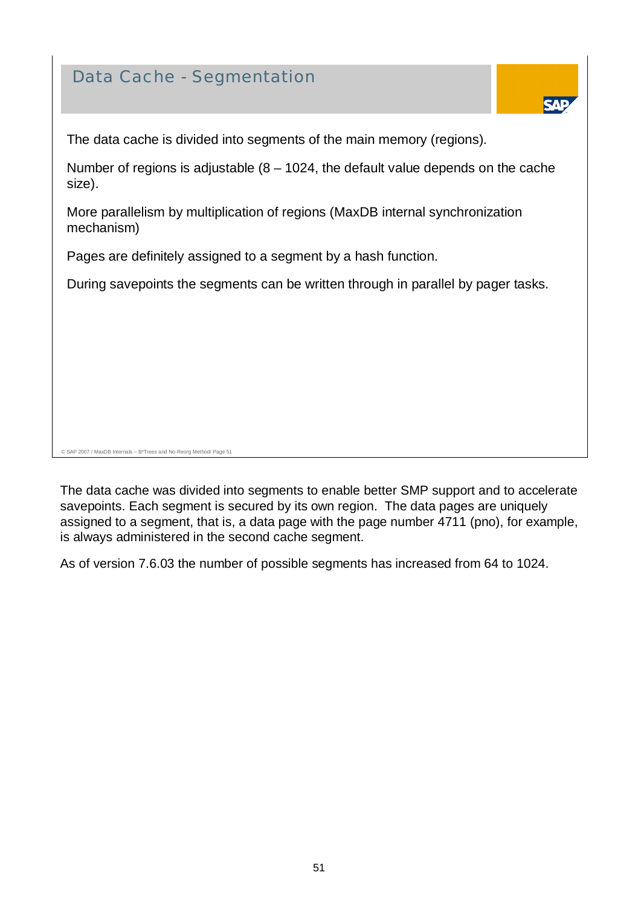## Data Cache - Segmentation

The data cache is divided into segments of the main memory (regions).

Number of regions is adjustable (8 – 1024, the default value depends on the cache size).

More parallelism by multiplication of regions (MaxDB internal synchronization mechanism)

Pages are definitely assigned to a segment by a hash function.

During savepoints the segments can be written through in parallel by pager tasks.

The data cache was divided into segments to enable better SMP support and to accelerate savepoints. Each segment is secured by its own region. The data pages are uniquely assigned to a segment, that is, a data page with the page number 4711 (pno), for example, is always administered in the second cache segment.

As of version 7.6.03 the number of possible segments has increased from 64 to 1024.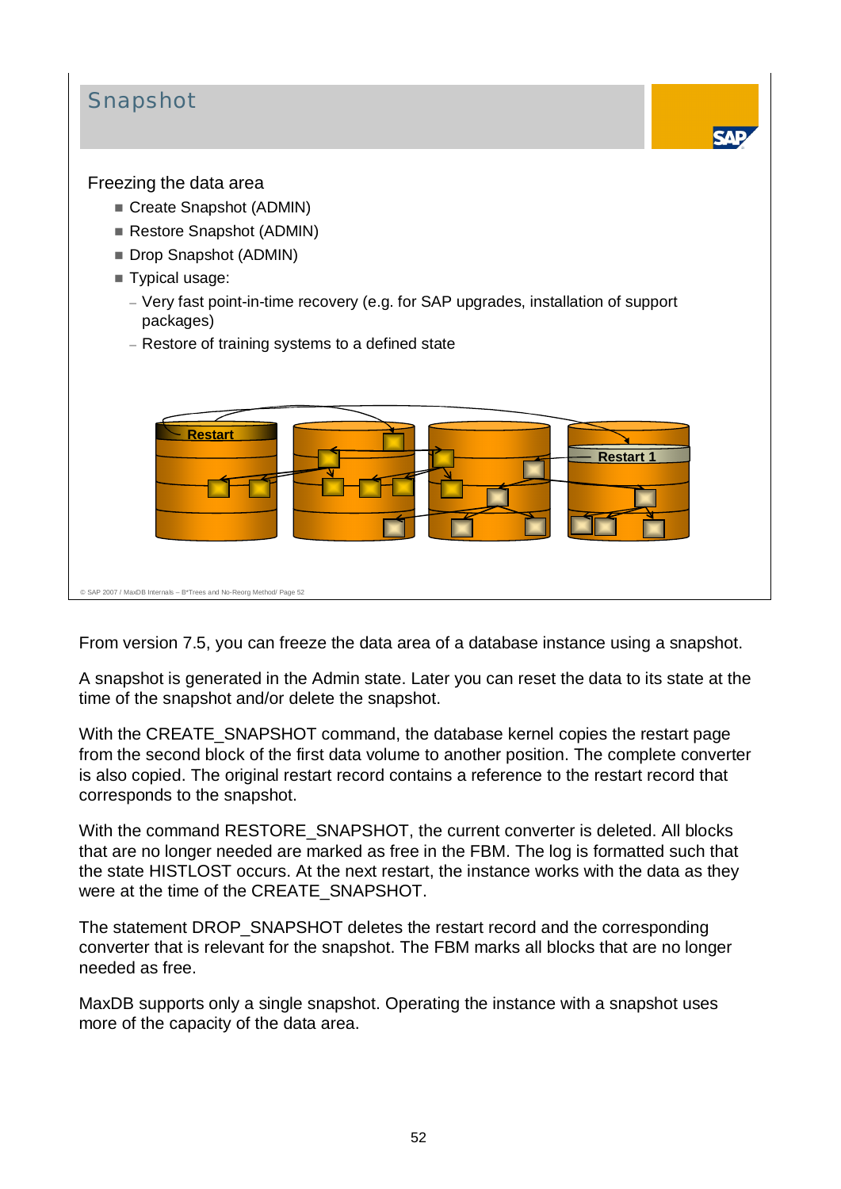# Snapshot

Freezing the data area

- Create Snapshot (ADMIN)
- Restore Snapshot (ADMIN)
- Drop Snapshot (ADMIN)
- Typical usage:
  - Very fast point-in-time recovery (e.g. for SAP upgrades, installation of support packages)
  - Restore of training systems to a defined state

Restart

Restart 1

© SAP 2007 / MaxDB Internals – B*Trees and No-Reorg Method/ Page 52

From version 7.5, you can freeze the data area of a database instance using a snapshot.

A snapshot is generated in the Admin state. Later you can reset the data to its state at the time of the snapshot and/or delete the snapshot.

With the CREATE_SNAPSHOT command, the database kernel copies the restart page from the second block of the first data volume to another position. The complete converter is also copied. The original restart record contains a reference to the restart record that corresponds to the snapshot.

With the command RESTORE_SNAPSHOT, the current converter is deleted. All blocks that are no longer needed are marked as free in the FBM. The log is formatted such that the state HISTLOST occurs. At the next restart, the instance works with the data as they were at the time of the CREATE_SNAPSHOT.

The statement DROP_SNAPSHOT deletes the restart record and the corresponding converter that is relevant for the snapshot. The FBM marks all blocks that are no longer needed as free.

MaxDB supports only a single snapshot. Operating the instance with a snapshot uses more of the capacity of the data area.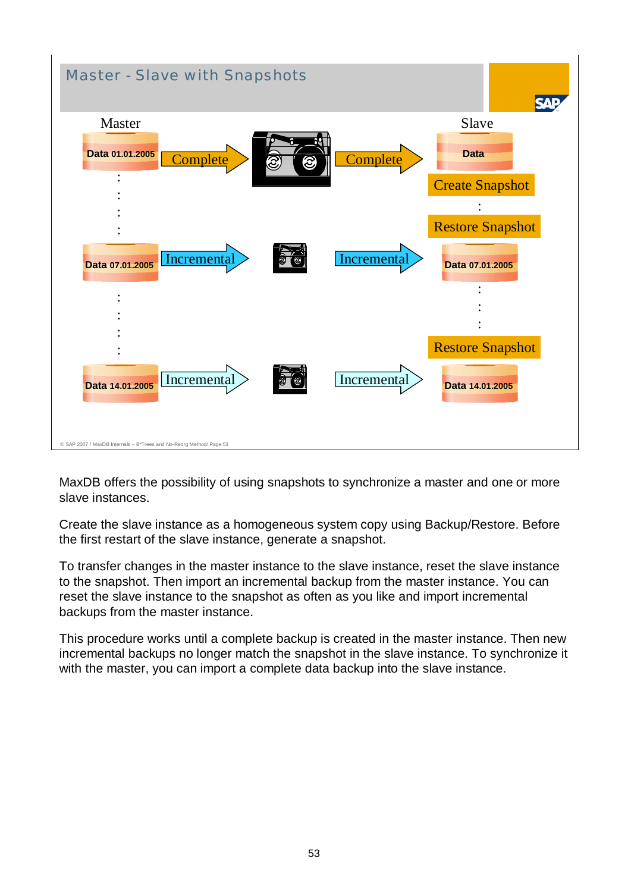## Master - Slave with Snapshots

| Master | | | | Slave |
|---|---|---|---|---|
| Data 01.01.2005 | Complete → | (backup) | Complete → | Data |
| | | | | Create Snapshot |
| : | | | | : |
| | | | | Restore Snapshot |
| Data 07.01.2005 | Incremental → | (backup) | Incremental → | Data 07.01.2005 |
| : | | | | : |
| | | | | Restore Snapshot |
| Data 14.01.2005 | Incremental → | (backup) | Incremental → | Data 14.01.2005 |

© SAP 2007 / MaxDB Internals – B*Trees and No-Reorg Method/ Page 53

MaxDB offers the possibility of using snapshots to synchronize a master and one or more slave instances.

Create the slave instance as a homogeneous system copy using Backup/Restore. Before the first restart of the slave instance, generate a snapshot.

To transfer changes in the master instance to the slave instance, reset the slave instance to the snapshot. Then import an incremental backup from the master instance. You can reset the slave instance to the snapshot as often as you like and import incremental backups from the master instance.

This procedure works until a complete backup is created in the master instance. Then new incremental backups no longer match the snapshot in the slave instance. To synchronize it with the master, you can import a complete data backup into the slave instance.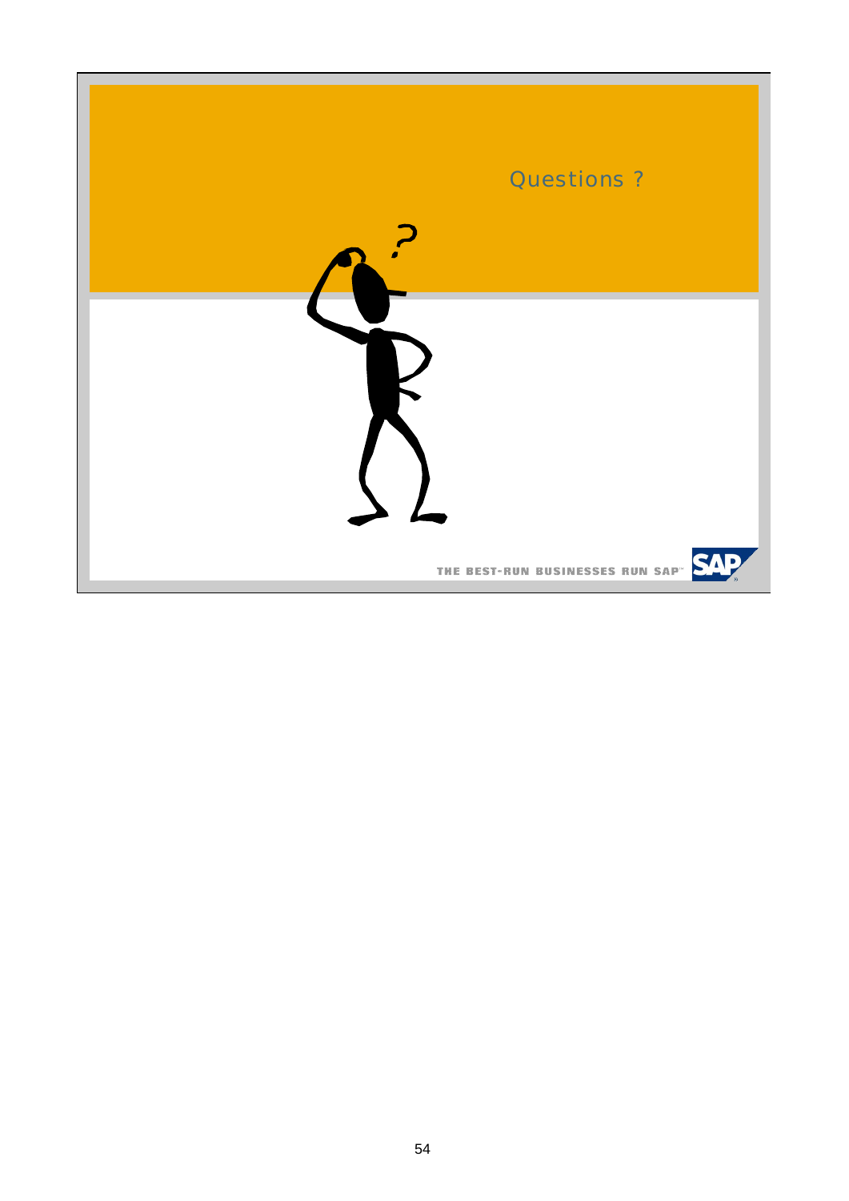# Questions ?

THE BEST-RUN BUSINESSES RUN SAP™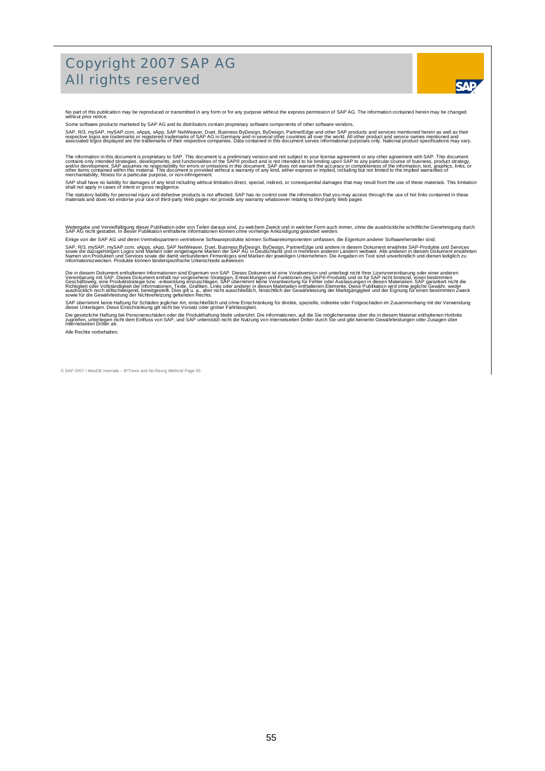# Copyright 2007 SAP AG
# All rights reserved

No part of this publication may be reproduced or transmitted in any form or for any purpose without the express permission of SAP AG. The information contained herein may be changed without prior notice.

Some software products marketed by SAP AG and its distributors contain proprietary software components of other software vendors.

SAP, R/3, mySAP, mySAP.com, xApps, xApp, SAP NetWeaver, Duet, Business ByDesign, ByDesign, PartnerEdge and other SAP products and services mentioned herein as well as their respective logos are trademarks or registered trademarks of SAP AG in Germany and in several other countries all over the world. All other product and service names mentioned and associated logos displayed are the trademarks of their respective companies. Data contained in this document serves informational purposes only. National product specifications may vary.

The information in this document is proprietary to SAP. This document is a preliminary version and not subject to your license agreement or any other agreement with SAP. This document contains only intended strategies, developments, and functionalities of the SAP® product and is not intended to be binding upon SAP to any particular course of business, product strategy, and/or development. SAP assumes no responsibility for errors or omissions in this document. SAP does not warrant the accuracy or completeness of the information, text, graphics, links, or other items contained within this material. This document is provided without a warranty of any kind, either express or implied, including but not limited to the implied warranties of merchantability, fitness for a particular purpose, or non-infringement.

SAP shall have no liability for damages of any kind including without limitation direct, special, indirect, or consequential damages that may result from the use of these materials. This limitation shall not apply in cases of intent or gross negligence.

The statutory liability for personal injury and defective products is not affected. SAP has no control over the information that you may access through the use of hot links contained in these materials and does not endorse your use of third-party Web pages nor provide any warranty whatsoever relating to third-party Web pages

Weitergabe und Vervielfältigung dieser Publikation oder von Teilen daraus sind, zu welchem Zweck und in welcher Form auch immer, ohne die ausdrückliche schriftliche Genehmigung durch SAP AG nicht gestattet. In dieser Publikation enthaltene Informationen können ohne vorherige Ankündigung geändert werden.

Einige von der SAP AG und deren Vertriebspartnern vertriebene Softwareprodukte können Softwarekomponenten umfassen, die Eigentum anderer Softwarehersteller sind.

SAP, R/3, mySAP, mySAP.com, xApps, xApp, SAP NetWeaver, Duet, Business ByDesign, ByDesign, PartnerEdge und andere in diesem Dokument erwähnte SAP-Produkte und Services sowie die dazugehörigen Logos sind Marken oder eingetragene Marken der SAP AG in Deutschland und in mehreren anderen Ländern weltweit. Alle anderen in diesem Dokument erwähnten Namen von Produkten und Services sowie die damit verbundenen Firmenlogos sind Marken der jeweiligen Unternehmen. Die Angaben im Text sind unverbindlich und dienen lediglich zu Informationszwecken. Produkte können länderspezifische Unterschiede aufweisen.

Die in diesem Dokument enthaltenen Informationen sind Eigentum von SAP. Dieses Dokument ist eine Vorabversion und unterliegt nicht Ihrer Lizenzvereinbarung oder einer anderen Vereinbarung mit SAP. Dieses Dokument enthält nur vorgesehene Strategien, Entwicklungen und Funktionen des SAP®-Produkts und ist für SAP nicht bindend, einen bestimmten Geschäftsweg, eine Produktstrategie bzw. -entwicklung einzuschlagen. SAP übernimmt keine Verantwortung für Fehler oder Auslassungen in diesen Materialien. SAP garantiert nicht die Richtigkeit oder Vollständigkeit der Informationen, Texte, Grafiken, Links oder anderer in diesen Materialien enthaltenen Elemente. Diese Publikation wird ohne jegliche Gewähr, weder ausdrücklich noch stillschweigend, bereitgestellt. Dies gilt u. a., aber nicht ausschließlich, hinsichtlich der Gewährleistung der Marktgängigkeit und der Eignung für einen bestimmten Zweck sowie für die Gewährleistung der Nichtverletzung geltenden Rechts.

SAP übernimmt keine Haftung für Schäden jeglicher Art, einschließlich und ohne Einschränkung für direkte, spezielle, indirekte oder Folgeschäden im Zusammenhang mit der Verwendung dieser Unterlagen. Diese Einschränkung gilt nicht bei Vorsatz oder grober Fahrlässigkeit.

Die gesetzliche Haftung bei Personenschäden oder die Produkthaftung bleibt unberührt. Die Informationen, auf die Sie möglicherweise über die in diesem Material enthaltenen Hotlinks zugreifen, unterliegen nicht dem Einfluss von SAP, und SAP unterstützt nicht die Nutzung von Internetseiten Dritter durch Sie und gibt keinerlei Gewährleistungen oder Zusagen über Internetseiten Dritter ab.

Alle Rechte vorbehalten.